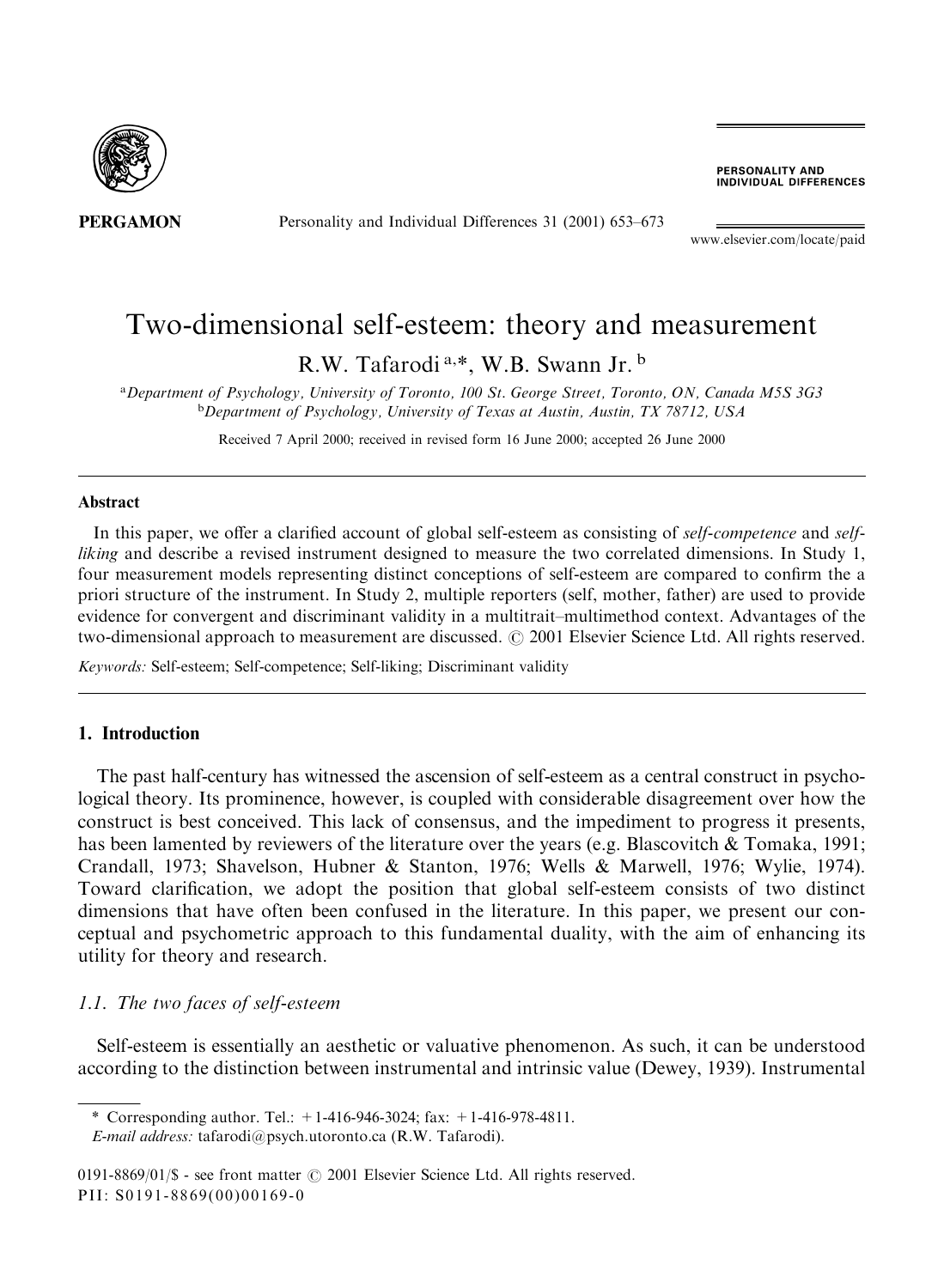# Two-dimensional self-esteem: theory and measurement

R.W. Tafarodi [a,*], W.B. Swann Jr. [b]

[a] Department of Psychology, University of Toronto, 100 St. George Street, Toronto, ON, Canada M5S 3G3
[b] Department of Psychology, University of Texas at Austin, Austin, TX 78712, USA

Received 7 April 2000; received in revised form 16 June 2000; accepted 26 June 2000

## Abstract

In this paper, we offer a clarified account of global self-esteem as consisting of *self-competence* and *self-liking* and describe a revised instrument designed to measure the two correlated dimensions. In Study 1, four measurement models representing distinct conceptions of self-esteem are compared to confirm the a priori structure of the instrument. In Study 2, multiple reporters (self, mother, father) are used to provide evidence for convergent and discriminant validity in a multitrait–multimethod context. Advantages of the two-dimensional approach to measurement are discussed. © 2001 Elsevier Science Ltd. All rights reserved.

*Keywords:* Self-esteem; Self-competence; Self-liking; Discriminant validity

## 1. Introduction

The past half-century has witnessed the ascension of self-esteem as a central construct in psychological theory. Its prominence, however, is coupled with considerable disagreement over how the construct is best conceived. This lack of consensus, and the impediment to progress it presents, has been lamented by reviewers of the literature over the years (e.g. Blascovitch & Tomaka, 1991; Crandall, 1973; Shavelson, Hubner & Stanton, 1976; Wells & Marwell, 1976; Wylie, 1974). Toward clarification, we adopt the position that global self-esteem consists of two distinct dimensions that have often been confused in the literature. In this paper, we present our conceptual and psychometric approach to this fundamental duality, with the aim of enhancing its utility for theory and research.

### 1.1. The two faces of self-esteem

Self-esteem is essentially an aesthetic or valuative phenomenon. As such, it can be understood according to the distinction between instrumental and intrinsic value (Dewey, 1939). Instrumental

---

\* Corresponding author. Tel.: +1-416-946-3024; fax: +1-416-978-4811.
*E-mail address:* tafarodi@psych.utoronto.ca (R.W. Tafarodi).

0191-8869/01/$ - see front matter © 2001 Elsevier Science Ltd. All rights reserved.
PII: S0191-8869(00)00169-0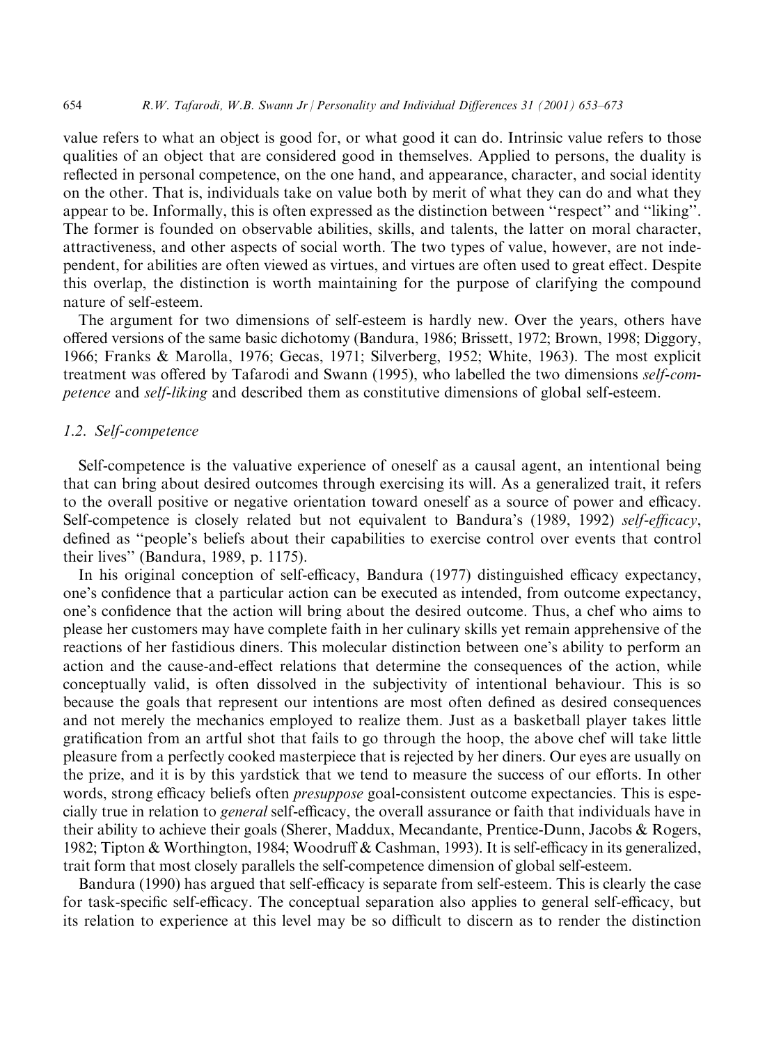value refers to what an object is good for, or what good it can do. Intrinsic value refers to those qualities of an object that are considered good in themselves. Applied to persons, the duality is reflected in personal competence, on the one hand, and appearance, character, and social identity on the other. That is, individuals take on value both by merit of what they can do and what they appear to be. Informally, this is often expressed as the distinction between "respect" and "liking". The former is founded on observable abilities, skills, and talents, the latter on moral character, attractiveness, and other aspects of social worth. The two types of value, however, are not independent, for abilities are often viewed as virtues, and virtues are often used to great effect. Despite this overlap, the distinction is worth maintaining for the purpose of clarifying the compound nature of self-esteem.

The argument for two dimensions of self-esteem is hardly new. Over the years, others have offered versions of the same basic dichotomy (Bandura, 1986; Brissett, 1972; Brown, 1998; Diggory, 1966; Franks & Marolla, 1976; Gecas, 1971; Silverberg, 1952; White, 1963). The most explicit treatment was offered by Tafarodi and Swann (1995), who labelled the two dimensions *self-competence* and *self-liking* and described them as constitutive dimensions of global self-esteem.

### 1.2. Self-competence

Self-competence is the valuative experience of oneself as a causal agent, an intentional being that can bring about desired outcomes through exercising its will. As a generalized trait, it refers to the overall positive or negative orientation toward oneself as a source of power and efficacy. Self-competence is closely related but not equivalent to Bandura's (1989, 1992) *self-efficacy*, defined as "people's beliefs about their capabilities to exercise control over events that control their lives" (Bandura, 1989, p. 1175).

In his original conception of self-efficacy, Bandura (1977) distinguished efficacy expectancy, one's confidence that a particular action can be executed as intended, from outcome expectancy, one's confidence that the action will bring about the desired outcome. Thus, a chef who aims to please her customers may have complete faith in her culinary skills yet remain apprehensive of the reactions of her fastidious diners. This molecular distinction between one's ability to perform an action and the cause-and-effect relations that determine the consequences of the action, while conceptually valid, is often dissolved in the subjectivity of intentional behaviour. This is so because the goals that represent our intentions are most often defined as desired consequences and not merely the mechanics employed to realize them. Just as a basketball player takes little gratification from an artful shot that fails to go through the hoop, the above chef will take little pleasure from a perfectly cooked masterpiece that is rejected by her diners. Our eyes are usually on the prize, and it is by this yardstick that we tend to measure the success of our efforts. In other words, strong efficacy beliefs often *presuppose* goal-consistent outcome expectancies. This is especially true in relation to *general* self-efficacy, the overall assurance or faith that individuals have in their ability to achieve their goals (Sherer, Maddux, Mecandante, Prentice-Dunn, Jacobs & Rogers, 1982; Tipton & Worthington, 1984; Woodruff & Cashman, 1993). It is self-efficacy in its generalized, trait form that most closely parallels the self-competence dimension of global self-esteem.

Bandura (1990) has argued that self-efficacy is separate from self-esteem. This is clearly the case for task-specific self-efficacy. The conceptual separation also applies to general self-efficacy, but its relation to experience at this level may be so difficult to discern as to render the distinction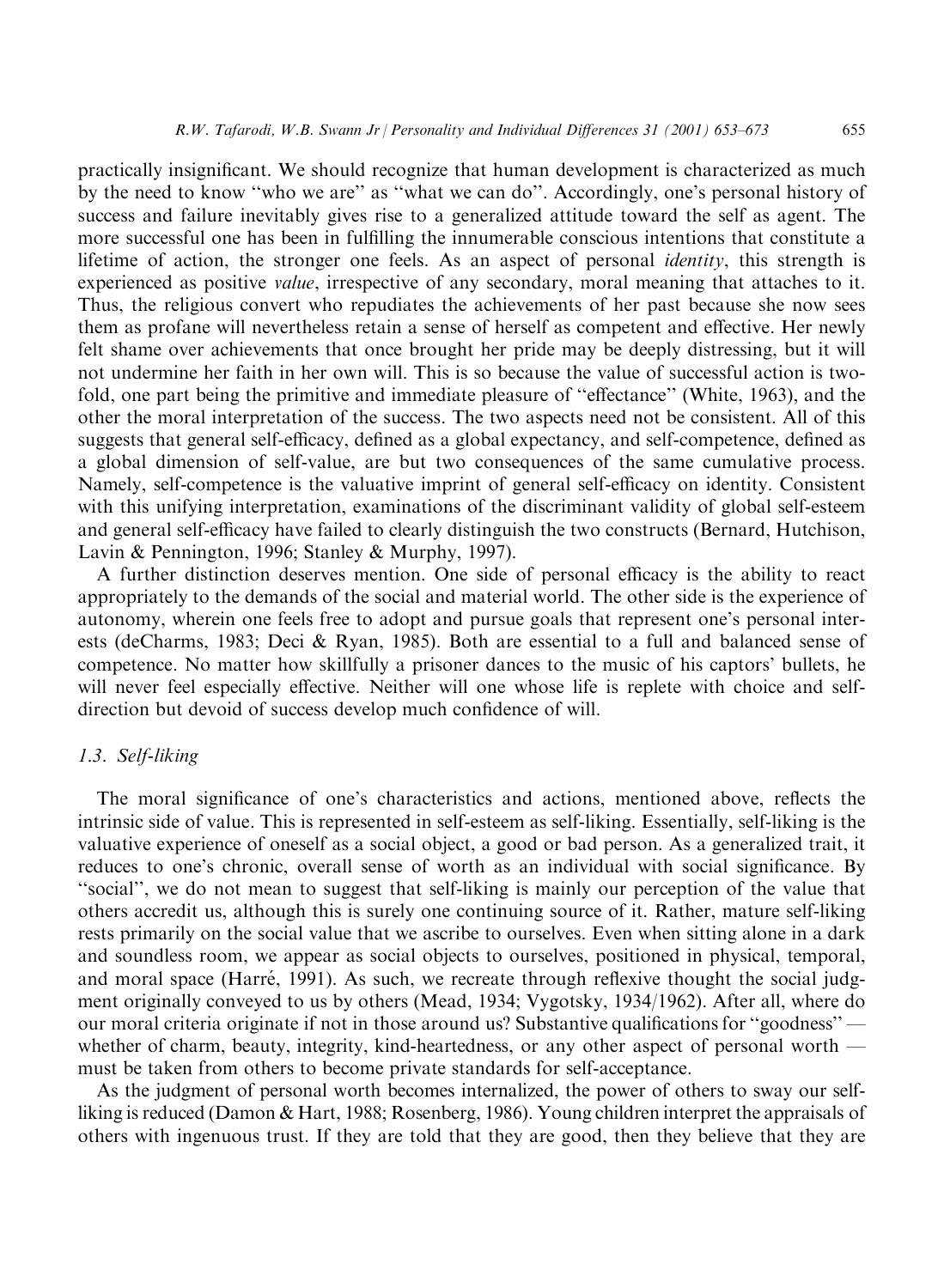practically insignificant. We should recognize that human development is characterized as much by the need to know "who we are" as "what we can do". Accordingly, one's personal history of success and failure inevitably gives rise to a generalized attitude toward the self as agent. The more successful one has been in fulfilling the innumerable conscious intentions that constitute a lifetime of action, the stronger one feels. As an aspect of personal *identity*, this strength is experienced as positive *value*, irrespective of any secondary, moral meaning that attaches to it. Thus, the religious convert who repudiates the achievements of her past because she now sees them as profane will nevertheless retain a sense of herself as competent and effective. Her newly felt shame over achievements that once brought her pride may be deeply distressing, but it will not undermine her faith in her own will. This is so because the value of successful action is two-fold, one part being the primitive and immediate pleasure of "effectance" (White, 1963), and the other the moral interpretation of the success. The two aspects need not be consistent. All of this suggests that general self-efficacy, defined as a global expectancy, and self-competence, defined as a global dimension of self-value, are but two consequences of the same cumulative process. Namely, self-competence is the valuative imprint of general self-efficacy on identity. Consistent with this unifying interpretation, examinations of the discriminant validity of global self-esteem and general self-efficacy have failed to clearly distinguish the two constructs (Bernard, Hutchison, Lavin & Pennington, 1996; Stanley & Murphy, 1997).

A further distinction deserves mention. One side of personal efficacy is the ability to react appropriately to the demands of the social and material world. The other side is the experience of autonomy, wherein one feels free to adopt and pursue goals that represent one's personal interests (deCharms, 1983; Deci & Ryan, 1985). Both are essential to a full and balanced sense of competence. No matter how skillfully a prisoner dances to the music of his captors' bullets, he will never feel especially effective. Neither will one whose life is replete with choice and self-direction but devoid of success develop much confidence of will.

### 1.3. Self-liking

The moral significance of one's characteristics and actions, mentioned above, reflects the intrinsic side of value. This is represented in self-esteem as self-liking. Essentially, self-liking is the valuative experience of oneself as a social object, a good or bad person. As a generalized trait, it reduces to one's chronic, overall sense of worth as an individual with social significance. By "social", we do not mean to suggest that self-liking is mainly our perception of the value that others accredit us, although this is surely one continuing source of it. Rather, mature self-liking rests primarily on the social value that we ascribe to ourselves. Even when sitting alone in a dark and soundless room, we appear as social objects to ourselves, positioned in physical, temporal, and moral space (Harré, 1991). As such, we recreate through reflexive thought the social judgment originally conveyed to us by others (Mead, 1934; Vygotsky, 1934/1962). After all, where do our moral criteria originate if not in those around us? Substantive qualifications for "goodness" — whether of charm, beauty, integrity, kind-heartedness, or any other aspect of personal worth — must be taken from others to become private standards for self-acceptance.

As the judgment of personal worth becomes internalized, the power of others to sway our self-liking is reduced (Damon & Hart, 1988; Rosenberg, 1986). Young children interpret the appraisals of others with ingenuous trust. If they are told that they are good, then they believe that they are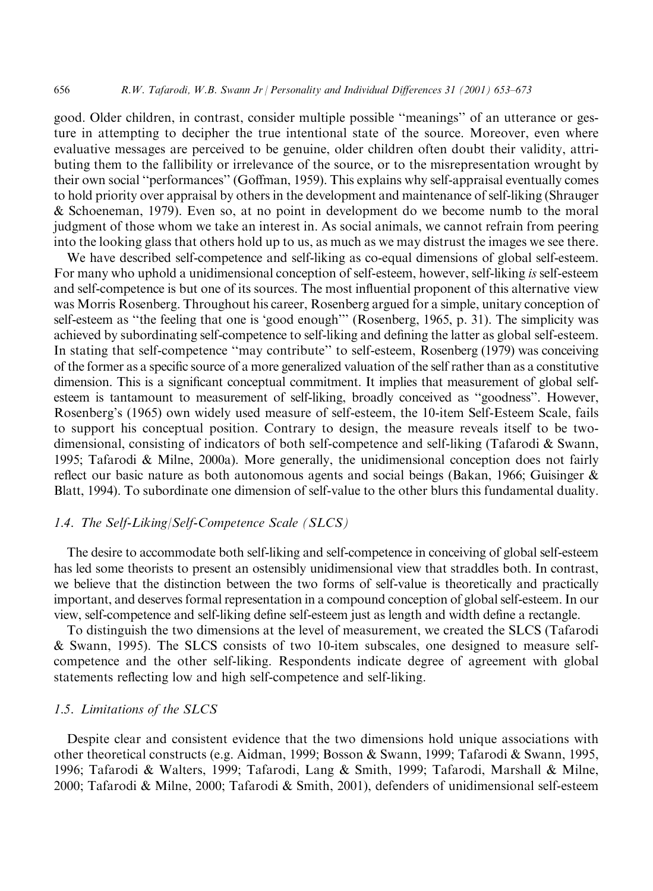good. Older children, in contrast, consider multiple possible "meanings" of an utterance or gesture in attempting to decipher the true intentional state of the source. Moreover, even where evaluative messages are perceived to be genuine, older children often doubt their validity, attributing them to the fallibility or irrelevance of the source, or to the misrepresentation wrought by their own social "performances" (Goffman, 1959). This explains why self-appraisal eventually comes to hold priority over appraisal by others in the development and maintenance of self-liking (Shrauger & Schoeneman, 1979). Even so, at no point in development do we become numb to the moral judgment of those whom we take an interest in. As social animals, we cannot refrain from peering into the looking glass that others hold up to us, as much as we may distrust the images we see there.

We have described self-competence and self-liking as co-equal dimensions of global self-esteem. For many who uphold a unidimensional conception of self-esteem, however, self-liking *is* self-esteem and self-competence is but one of its sources. The most influential proponent of this alternative view was Morris Rosenberg. Throughout his career, Rosenberg argued for a simple, unitary conception of self-esteem as "the feeling that one is 'good enough'" (Rosenberg, 1965, p. 31). The simplicity was achieved by subordinating self-competence to self-liking and defining the latter as global self-esteem. In stating that self-competence "may contribute" to self-esteem, Rosenberg (1979) was conceiving of the former as a specific source of a more generalized valuation of the self rather than as a constitutive dimension. This is a significant conceptual commitment. It implies that measurement of global self-esteem is tantamount to measurement of self-liking, broadly conceived as "goodness". However, Rosenberg's (1965) own widely used measure of self-esteem, the 10-item Self-Esteem Scale, fails to support his conceptual position. Contrary to design, the measure reveals itself to be two-dimensional, consisting of indicators of both self-competence and self-liking (Tafarodi & Swann, 1995; Tafarodi & Milne, 2000a). More generally, the unidimensional conception does not fairly reflect our basic nature as both autonomous agents and social beings (Bakan, 1966; Guisinger & Blatt, 1994). To subordinate one dimension of self-value to the other blurs this fundamental duality.

### *1.4. The Self-Liking/Self-Competence Scale (SLCS)*

The desire to accommodate both self-liking and self-competence in conceiving of global self-esteem has led some theorists to present an ostensibly unidimensional view that straddles both. In contrast, we believe that the distinction between the two forms of self-value is theoretically and practically important, and deserves formal representation in a compound conception of global self-esteem. In our view, self-competence and self-liking define self-esteem just as length and width define a rectangle.

To distinguish the two dimensions at the level of measurement, we created the SLCS (Tafarodi & Swann, 1995). The SLCS consists of two 10-item subscales, one designed to measure self-competence and the other self-liking. Respondents indicate degree of agreement with global statements reflecting low and high self-competence and self-liking.

### *1.5. Limitations of the SLCS*

Despite clear and consistent evidence that the two dimensions hold unique associations with other theoretical constructs (e.g. Aidman, 1999; Bosson & Swann, 1999; Tafarodi & Swann, 1995, 1996; Tafarodi & Walters, 1999; Tafarodi, Lang & Smith, 1999; Tafarodi, Marshall & Milne, 2000; Tafarodi & Milne, 2000; Tafarodi & Smith, 2001), defenders of unidimensional self-esteem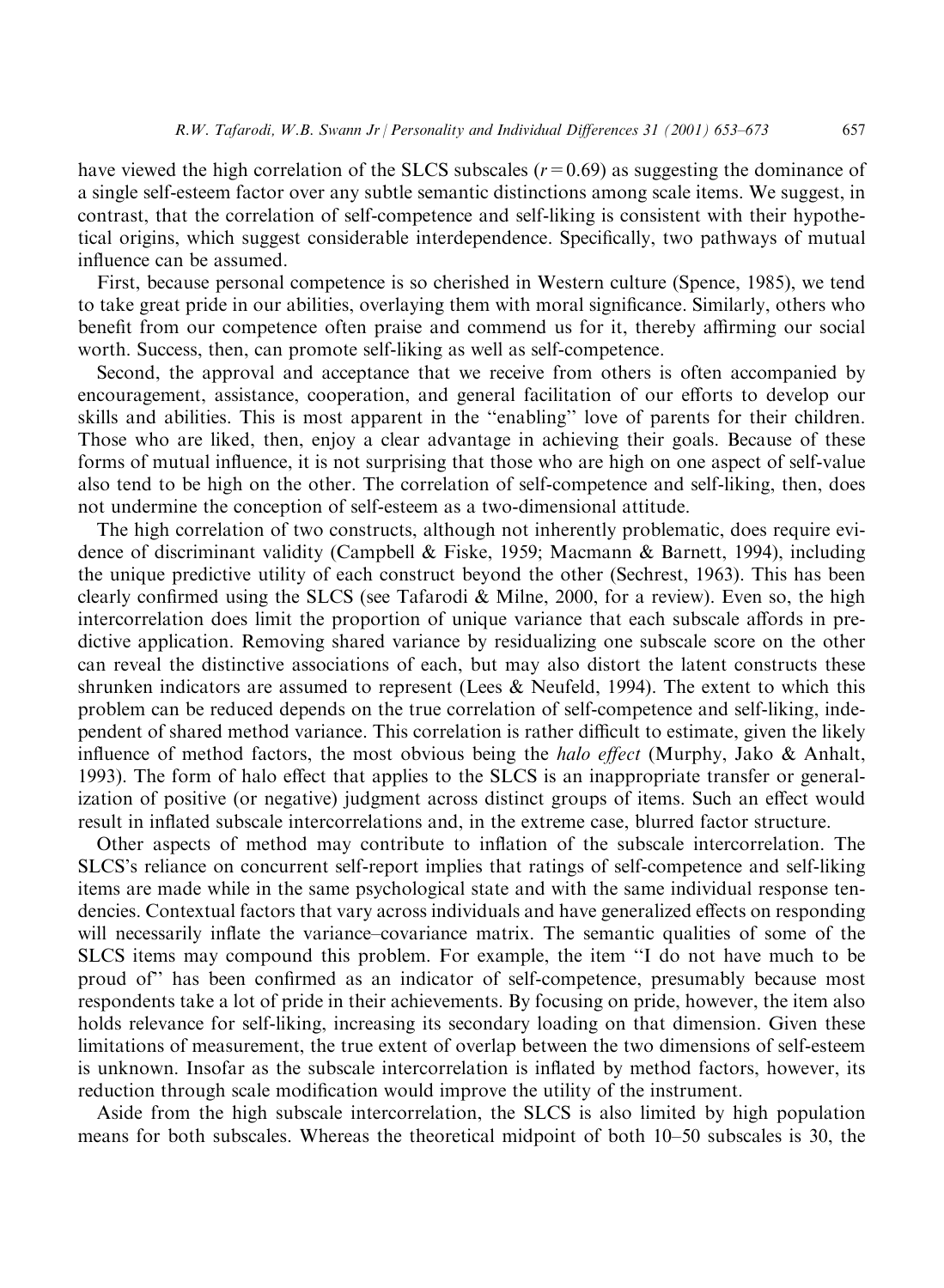have viewed the high correlation of the SLCS subscales ($r = 0.69$) as suggesting the dominance of a single self-esteem factor over any subtle semantic distinctions among scale items. We suggest, in contrast, that the correlation of self-competence and self-liking is consistent with their hypothetical origins, which suggest considerable interdependence. Specifically, two pathways of mutual influence can be assumed.

First, because personal competence is so cherished in Western culture (Spence, 1985), we tend to take great pride in our abilities, overlaying them with moral significance. Similarly, others who benefit from our competence often praise and commend us for it, thereby affirming our social worth. Success, then, can promote self-liking as well as self-competence.

Second, the approval and acceptance that we receive from others is often accompanied by encouragement, assistance, cooperation, and general facilitation of our efforts to develop our skills and abilities. This is most apparent in the "enabling" love of parents for their children. Those who are liked, then, enjoy a clear advantage in achieving their goals. Because of these forms of mutual influence, it is not surprising that those who are high on one aspect of self-value also tend to be high on the other. The correlation of self-competence and self-liking, then, does not undermine the conception of self-esteem as a two-dimensional attitude.

The high correlation of two constructs, although not inherently problematic, does require evidence of discriminant validity (Campbell & Fiske, 1959; Macmann & Barnett, 1994), including the unique predictive utility of each construct beyond the other (Sechrest, 1963). This has been clearly confirmed using the SLCS (see Tafarodi & Milne, 2000, for a review). Even so, the high intercorrelation does limit the proportion of unique variance that each subscale affords in predictive application. Removing shared variance by residualizing one subscale score on the other can reveal the distinctive associations of each, but may also distort the latent constructs these shrunken indicators are assumed to represent (Lees & Neufeld, 1994). The extent to which this problem can be reduced depends on the true correlation of self-competence and self-liking, independent of shared method variance. This correlation is rather difficult to estimate, given the likely influence of method factors, the most obvious being the *halo effect* (Murphy, Jako & Anhalt, 1993). The form of halo effect that applies to the SLCS is an inappropriate transfer or generalization of positive (or negative) judgment across distinct groups of items. Such an effect would result in inflated subscale intercorrelations and, in the extreme case, blurred factor structure.

Other aspects of method may contribute to inflation of the subscale intercorrelation. The SLCS's reliance on concurrent self-report implies that ratings of self-competence and self-liking items are made while in the same psychological state and with the same individual response tendencies. Contextual factors that vary across individuals and have generalized effects on responding will necessarily inflate the variance–covariance matrix. The semantic qualities of some of the SLCS items may compound this problem. For example, the item "I do not have much to be proud of" has been confirmed as an indicator of self-competence, presumably because most respondents take a lot of pride in their achievements. By focusing on pride, however, the item also holds relevance for self-liking, increasing its secondary loading on that dimension. Given these limitations of measurement, the true extent of overlap between the two dimensions of self-esteem is unknown. Insofar as the subscale intercorrelation is inflated by method factors, however, its reduction through scale modification would improve the utility of the instrument.

Aside from the high subscale intercorrelation, the SLCS is also limited by high population means for both subscales. Whereas the theoretical midpoint of both 10–50 subscales is 30, the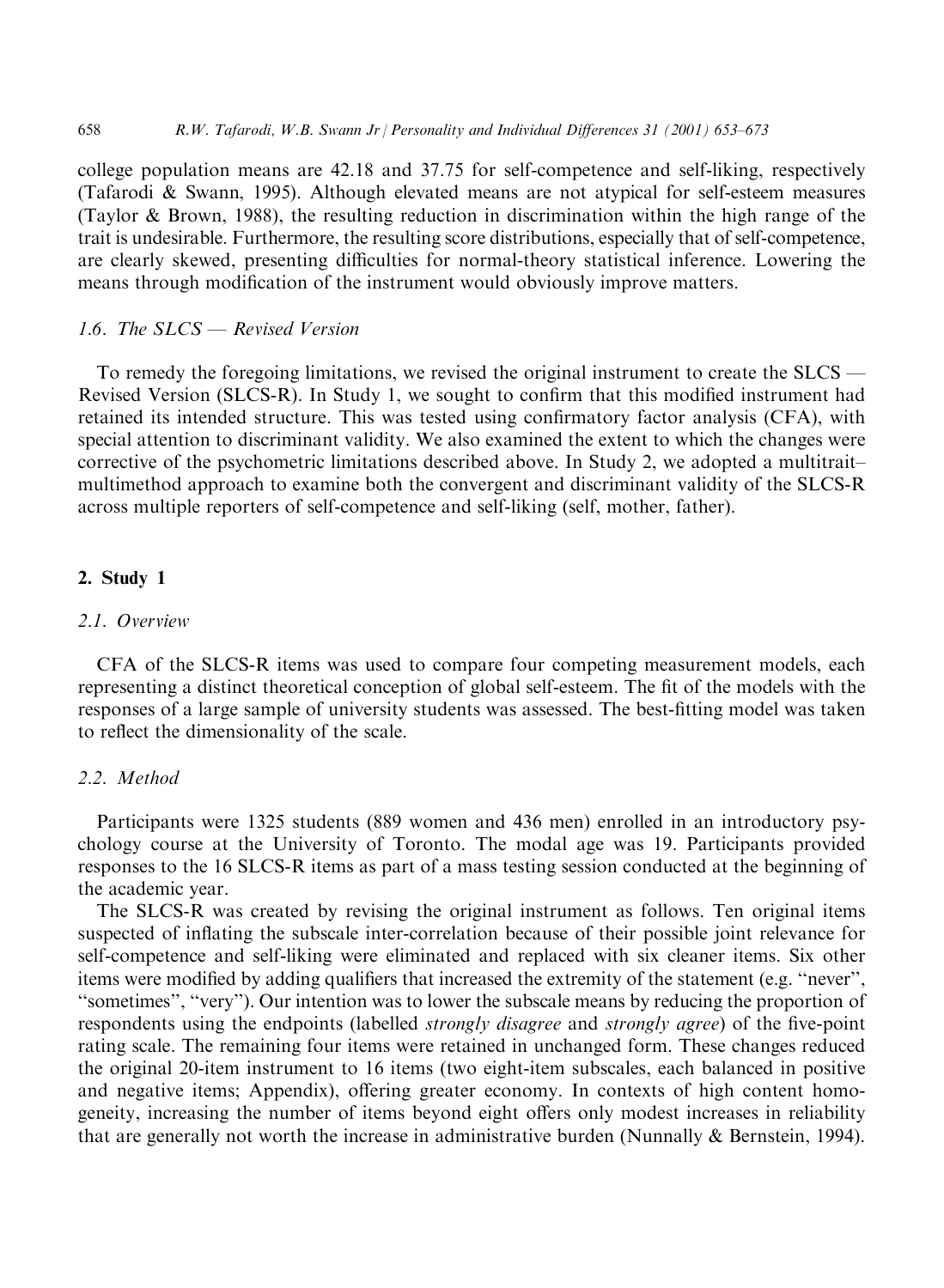college population means are 42.18 and 37.75 for self-competence and self-liking, respectively (Tafarodi & Swann, 1995). Although elevated means are not atypical for self-esteem measures (Taylor & Brown, 1988), the resulting reduction in discrimination within the high range of the trait is undesirable. Furthermore, the resulting score distributions, especially that of self-competence, are clearly skewed, presenting difficulties for normal-theory statistical inference. Lowering the means through modification of the instrument would obviously improve matters.

### 1.6. The SLCS — Revised Version

To remedy the foregoing limitations, we revised the original instrument to create the SLCS — Revised Version (SLCS-R). In Study 1, we sought to confirm that this modified instrument had retained its intended structure. This was tested using confirmatory factor analysis (CFA), with special attention to discriminant validity. We also examined the extent to which the changes were corrective of the psychometric limitations described above. In Study 2, we adopted a multitrait–multimethod approach to examine both the convergent and discriminant validity of the SLCS-R across multiple reporters of self-competence and self-liking (self, mother, father).

## 2. Study 1

### 2.1. Overview

CFA of the SLCS-R items was used to compare four competing measurement models, each representing a distinct theoretical conception of global self-esteem. The fit of the models with the responses of a large sample of university students was assessed. The best-fitting model was taken to reflect the dimensionality of the scale.

### 2.2. Method

Participants were 1325 students (889 women and 436 men) enrolled in an introductory psychology course at the University of Toronto. The modal age was 19. Participants provided responses to the 16 SLCS-R items as part of a mass testing session conducted at the beginning of the academic year.

The SLCS-R was created by revising the original instrument as follows. Ten original items suspected of inflating the subscale inter-correlation because of their possible joint relevance for self-competence and self-liking were eliminated and replaced with six cleaner items. Six other items were modified by adding qualifiers that increased the extremity of the statement (e.g. "never", "sometimes", "very"). Our intention was to lower the subscale means by reducing the proportion of respondents using the endpoints (labelled *strongly disagree* and *strongly agree*) of the five-point rating scale. The remaining four items were retained in unchanged form. These changes reduced the original 20-item instrument to 16 items (two eight-item subscales, each balanced in positive and negative items; Appendix), offering greater economy. In contexts of high content homogeneity, increasing the number of items beyond eight offers only modest increases in reliability that are generally not worth the increase in administrative burden (Nunnally & Bernstein, 1994).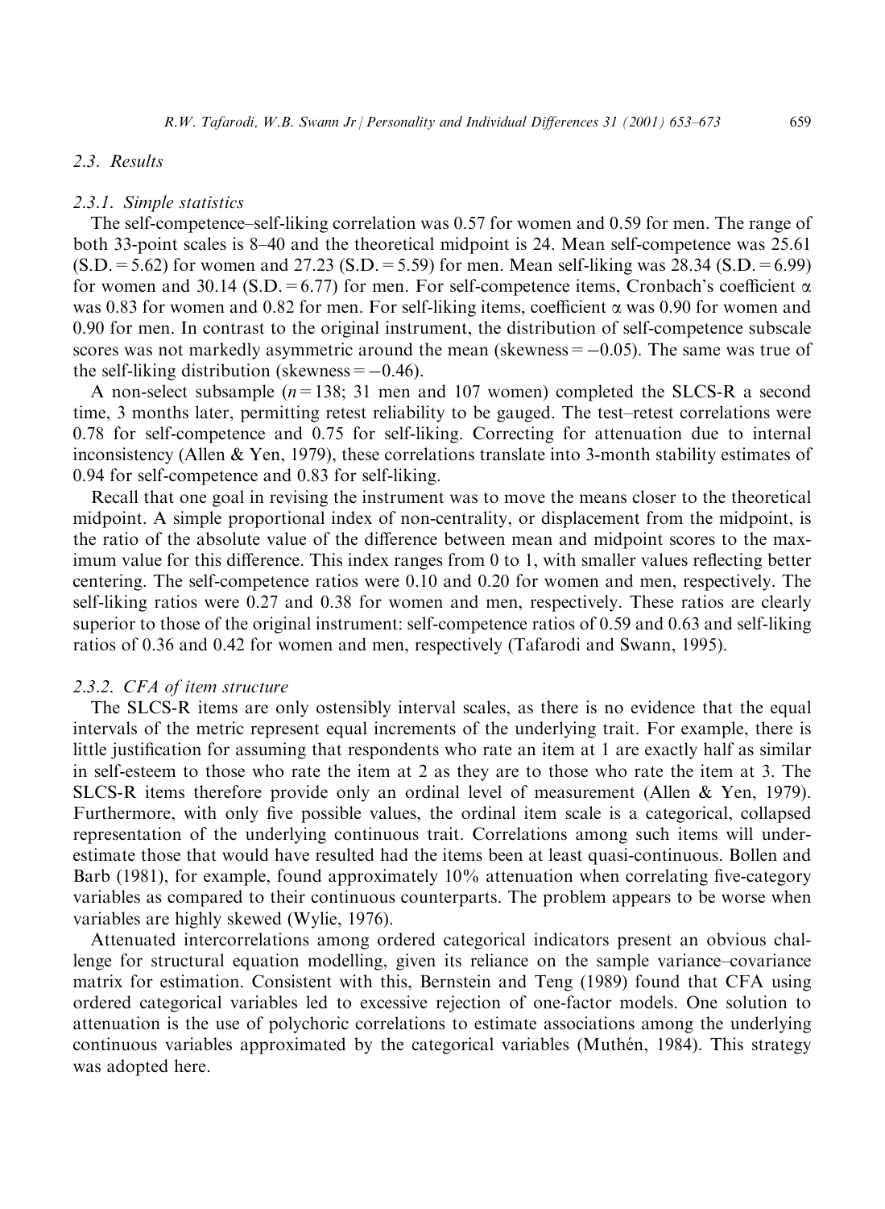### 2.3. Results

#### 2.3.1. Simple statistics

The self-competence–self-liking correlation was 0.57 for women and 0.59 for men. The range of both 33-point scales is 8–40 and the theoretical midpoint is 24. Mean self-competence was 25.61 (S.D. = 5.62) for women and 27.23 (S.D. = 5.59) for men. Mean self-liking was 28.34 (S.D. = 6.99) for women and 30.14 (S.D. = 6.77) for men. For self-competence items, Cronbach's coefficient $\alpha$ was 0.83 for women and 0.82 for men. For self-liking items, coefficient $\alpha$ was 0.90 for women and 0.90 for men. In contrast to the original instrument, the distribution of self-competence subscale scores was not markedly asymmetric around the mean (skewness = −0.05). The same was true of the self-liking distribution (skewness = −0.46).

A non-select subsample ($n = 138$; 31 men and 107 women) completed the SLCS-R a second time, 3 months later, permitting retest reliability to be gauged. The test–retest correlations were 0.78 for self-competence and 0.75 for self-liking. Correcting for attenuation due to internal inconsistency (Allen & Yen, 1979), these correlations translate into 3-month stability estimates of 0.94 for self-competence and 0.83 for self-liking.

Recall that one goal in revising the instrument was to move the means closer to the theoretical midpoint. A simple proportional index of non-centrality, or displacement from the midpoint, is the ratio of the absolute value of the difference between mean and midpoint scores to the maximum value for this difference. This index ranges from 0 to 1, with smaller values reflecting better centering. The self-competence ratios were 0.10 and 0.20 for women and men, respectively. The self-liking ratios were 0.27 and 0.38 for women and men, respectively. These ratios are clearly superior to those of the original instrument: self-competence ratios of 0.59 and 0.63 and self-liking ratios of 0.36 and 0.42 for women and men, respectively (Tafarodi and Swann, 1995).

#### 2.3.2. CFA of item structure

The SLCS-R items are only ostensibly interval scales, as there is no evidence that the equal intervals of the metric represent equal increments of the underlying trait. For example, there is little justification for assuming that respondents who rate an item at 1 are exactly half as similar in self-esteem to those who rate the item at 2 as they are to those who rate the item at 3. The SLCS-R items therefore provide only an ordinal level of measurement (Allen & Yen, 1979). Furthermore, with only five possible values, the ordinal item scale is a categorical, collapsed representation of the underlying continuous trait. Correlations among such items will underestimate those that would have resulted had the items been at least quasi-continuous. Bollen and Barb (1981), for example, found approximately 10% attenuation when correlating five-category variables as compared to their continuous counterparts. The problem appears to be worse when variables are highly skewed (Wylie, 1976).

Attenuated intercorrelations among ordered categorical indicators present an obvious challenge for structural equation modelling, given its reliance on the sample variance–covariance matrix for estimation. Consistent with this, Bernstein and Teng (1989) found that CFA using ordered categorical variables led to excessive rejection of one-factor models. One solution to attenuation is the use of polychoric correlations to estimate associations among the underlying continuous variables approximated by the categorical variables (Muthén, 1984). This strategy was adopted here.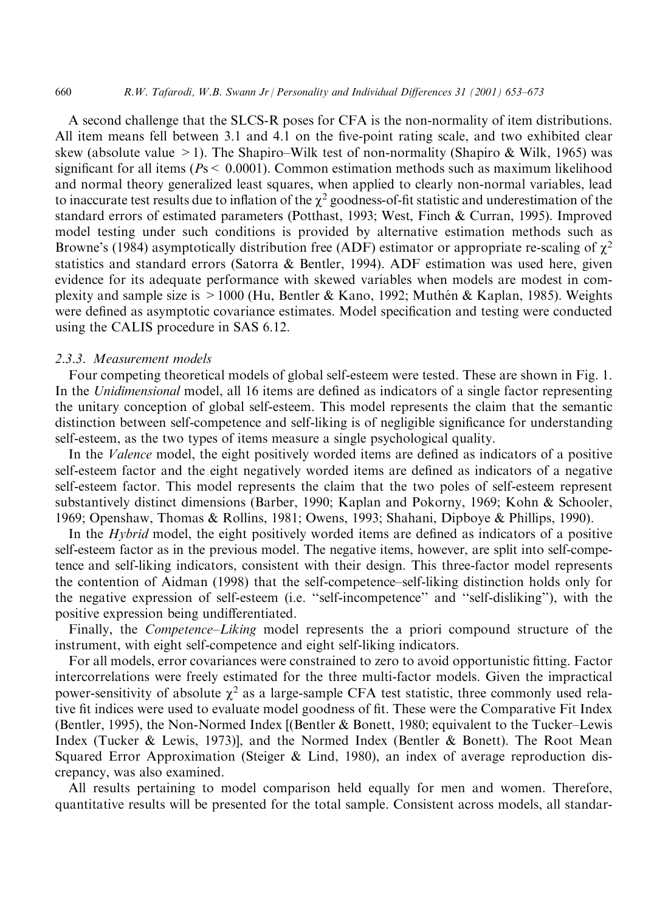A second challenge that the SLCS-R poses for CFA is the non-normality of item distributions. All item means fell between 3.1 and 4.1 on the five-point rating scale, and two exhibited clear skew (absolute value $>1$). The Shapiro–Wilk test of non-normality (Shapiro & Wilk, 1965) was significant for all items ($P\text{s} < 0.0001$). Common estimation methods such as maximum likelihood and normal theory generalized least squares, when applied to clearly non-normal variables, lead to inaccurate test results due to inflation of the $\chi^2$ goodness-of-fit statistic and underestimation of the standard errors of estimated parameters (Potthast, 1993; West, Finch & Curran, 1995). Improved model testing under such conditions is provided by alternative estimation methods such as Browne's (1984) asymptotically distribution free (ADF) estimator or appropriate re-scaling of $\chi^2$ statistics and standard errors (Satorra & Bentler, 1994). ADF estimation was used here, given evidence for its adequate performance with skewed variables when models are modest in complexity and sample size is $>1000$ (Hu, Bentler & Kano, 1992; Muthén & Kaplan, 1985). Weights were defined as asymptotic covariance estimates. Model specification and testing were conducted using the CALIS procedure in SAS 6.12.

### 2.3.3. Measurement models

Four competing theoretical models of global self-esteem were tested. These are shown in Fig. 1. In the *Unidimensional* model, all 16 items are defined as indicators of a single factor representing the unitary conception of global self-esteem. This model represents the claim that the semantic distinction between self-competence and self-liking is of negligible significance for understanding self-esteem, as the two types of items measure a single psychological quality.

In the *Valence* model, the eight positively worded items are defined as indicators of a positive self-esteem factor and the eight negatively worded items are defined as indicators of a negative self-esteem factor. This model represents the claim that the two poles of self-esteem represent substantively distinct dimensions (Barber, 1990; Kaplan and Pokorny, 1969; Kohn & Schooler, 1969; Openshaw, Thomas & Rollins, 1981; Owens, 1993; Shahani, Dipboye & Phillips, 1990).

In the *Hybrid* model, the eight positively worded items are defined as indicators of a positive self-esteem factor as in the previous model. The negative items, however, are split into self-competence and self-liking indicators, consistent with their design. This three-factor model represents the contention of Aidman (1998) that the self-competence–self-liking distinction holds only for the negative expression of self-esteem (i.e. "self-incompetence" and "self-disliking"), with the positive expression being undifferentiated.

Finally, the *Competence–Liking* model represents the a priori compound structure of the instrument, with eight self-competence and eight self-liking indicators.

For all models, error covariances were constrained to zero to avoid opportunistic fitting. Factor intercorrelations were freely estimated for the three multi-factor models. Given the impractical power-sensitivity of absolute $\chi^2$ as a large-sample CFA test statistic, three commonly used relative fit indices were used to evaluate model goodness of fit. These were the Comparative Fit Index (Bentler, 1995), the Non-Normed Index [(Bentler & Bonett, 1980; equivalent to the Tucker–Lewis Index (Tucker & Lewis, 1973)], and the Normed Index (Bentler & Bonett). The Root Mean Squared Error Approximation (Steiger & Lind, 1980), an index of average reproduction discrepancy, was also examined.

All results pertaining to model comparison held equally for men and women. Therefore, quantitative results will be presented for the total sample. Consistent across models, all standar-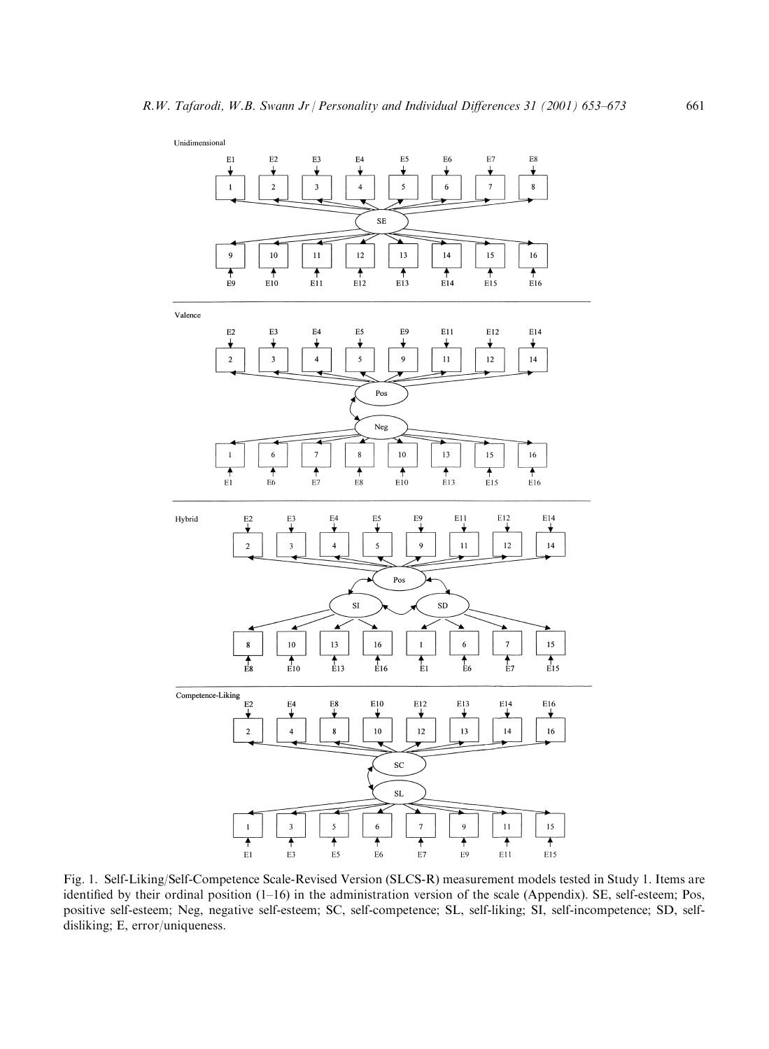Fig. 1. Self-Liking/Self-Competence Scale-Revised Version (SLCS-R) measurement models tested in Study 1. Items are identified by their ordinal position (1–16) in the administration version of the scale (Appendix). SE, self-esteem; Pos, positive self-esteem; Neg, negative self-esteem; SC, self-competence; SL, self-liking; SI, self-incompetence; SD, self-disliking; E, error/uniqueness.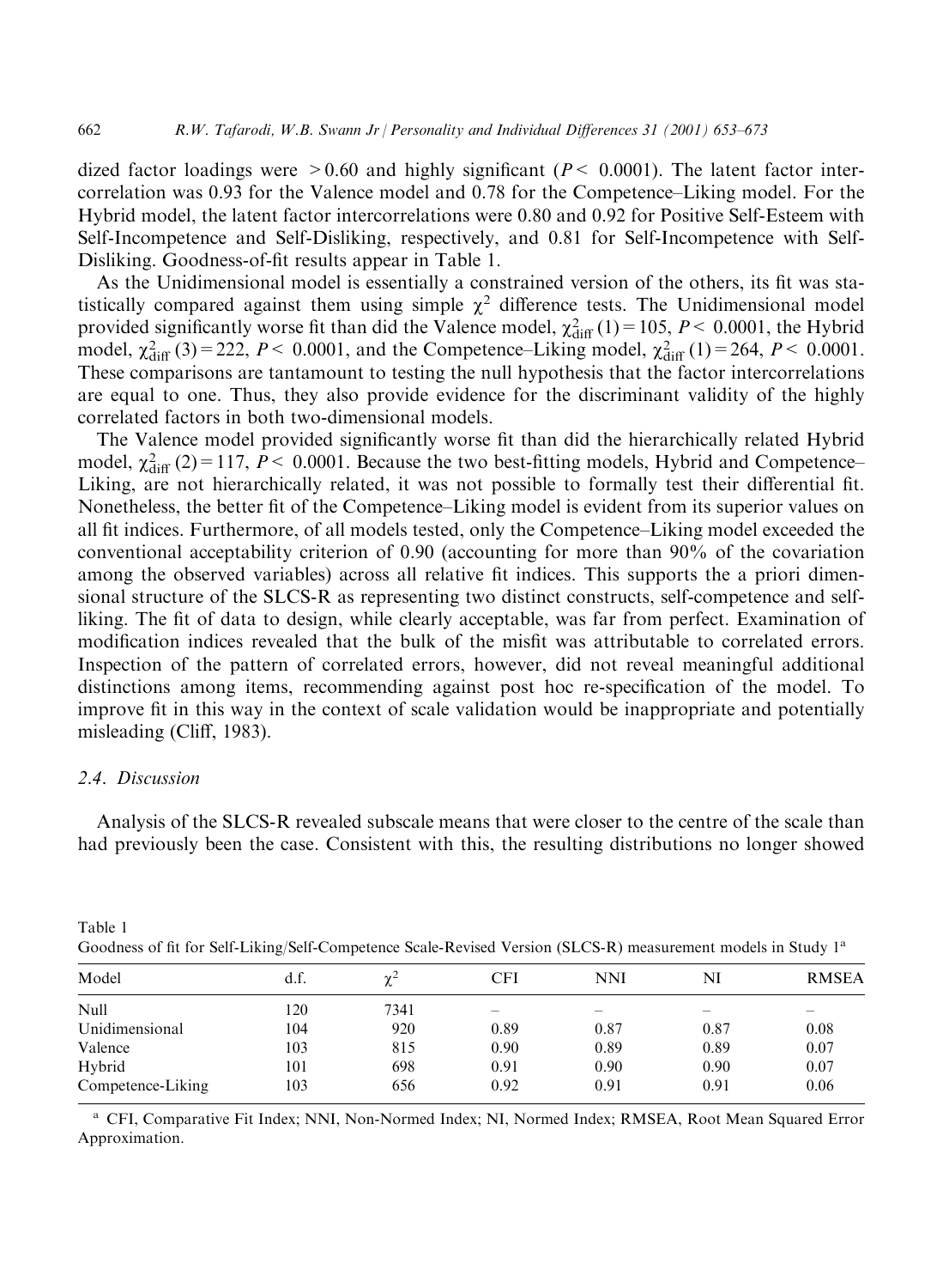dized factor loadings were $>0.60$ and highly significant ($P < 0.0001$). The latent factor intercorrelation was 0.93 for the Valence model and 0.78 for the Competence–Liking model. For the Hybrid model, the latent factor intercorrelations were 0.80 and 0.92 for Positive Self-Esteem with Self-Incompetence and Self-Disliking, respectively, and 0.81 for Self-Incompetence with Self-Disliking. Goodness-of-fit results appear in Table 1.

As the Unidimensional model is essentially a constrained version of the others, its fit was statistically compared against them using simple $\chi^2$ difference tests. The Unidimensional model provided significantly worse fit than did the Valence model, $\chi^2_{\text{diff}}(1) = 105$, $P < 0.0001$, the Hybrid model, $\chi^2_{\text{diff}}(3) = 222$, $P < 0.0001$, and the Competence–Liking model, $\chi^2_{\text{diff}}(1) = 264$, $P < 0.0001$. These comparisons are tantamount to testing the null hypothesis that the factor intercorrelations are equal to one. Thus, they also provide evidence for the discriminant validity of the highly correlated factors in both two-dimensional models.

The Valence model provided significantly worse fit than did the hierarchically related Hybrid model, $\chi^2_{\text{diff}}(2) = 117$, $P < 0.0001$. Because the two best-fitting models, Hybrid and Competence–Liking, are not hierarchically related, it was not possible to formally test their differential fit. Nonetheless, the better fit of the Competence–Liking model is evident from its superior values on all fit indices. Furthermore, of all models tested, only the Competence–Liking model exceeded the conventional acceptability criterion of 0.90 (accounting for more than 90% of the covariation among the observed variables) across all relative fit indices. This supports the a priori dimensional structure of the SLCS-R as representing two distinct constructs, self-competence and self-liking. The fit of data to design, while clearly acceptable, was far from perfect. Examination of modification indices revealed that the bulk of the misfit was attributable to correlated errors. Inspection of the pattern of correlated errors, however, did not reveal meaningful additional distinctions among items, recommending against post hoc re-specification of the model. To improve fit in this way in the context of scale validation would be inappropriate and potentially misleading (Cliff, 1983).

### 2.4. Discussion

Analysis of the SLCS-R revealed subscale means that were closer to the centre of the scale than had previously been the case. Consistent with this, the resulting distributions no longer showed

Table 1
Goodness of fit for Self-Liking/Self-Competence Scale-Revised Version (SLCS-R) measurement models in Study 1[a]

| Model | d.f. | $\chi^2$ | CFI | NNI | NI | RMSEA |
|---|---|---|---|---|---|---|
| Null | 120 | 7341 | – | – | – | – |
| Unidimensional | 104 | 920 | 0.89 | 0.87 | 0.87 | 0.08 |
| Valence | 103 | 815 | 0.90 | 0.89 | 0.89 | 0.07 |
| Hybrid | 101 | 698 | 0.91 | 0.90 | 0.90 | 0.07 |
| Competence-Liking | 103 | 656 | 0.92 | 0.91 | 0.91 | 0.06 |

[a] CFI, Comparative Fit Index; NNI, Non-Normed Index; NI, Normed Index; RMSEA, Root Mean Squared Error Approximation.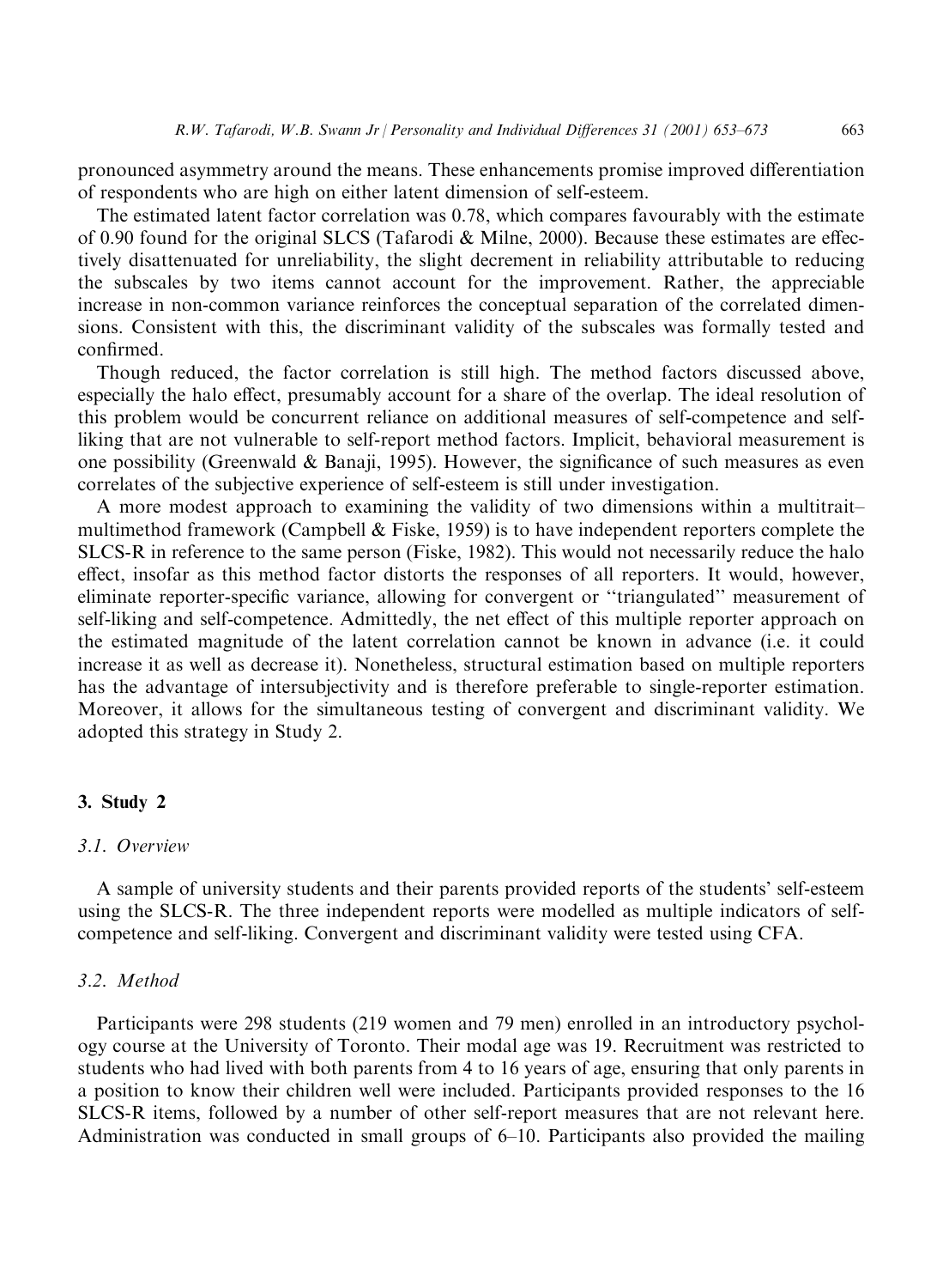pronounced asymmetry around the means. These enhancements promise improved differentiation of respondents who are high on either latent dimension of self-esteem.

The estimated latent factor correlation was 0.78, which compares favourably with the estimate of 0.90 found for the original SLCS (Tafarodi & Milne, 2000). Because these estimates are effectively disattenuated for unreliability, the slight decrement in reliability attributable to reducing the subscales by two items cannot account for the improvement. Rather, the appreciable increase in non-common variance reinforces the conceptual separation of the correlated dimensions. Consistent with this, the discriminant validity of the subscales was formally tested and confirmed.

Though reduced, the factor correlation is still high. The method factors discussed above, especially the halo effect, presumably account for a share of the overlap. The ideal resolution of this problem would be concurrent reliance on additional measures of self-competence and self-liking that are not vulnerable to self-report method factors. Implicit, behavioral measurement is one possibility (Greenwald & Banaji, 1995). However, the significance of such measures as even correlates of the subjective experience of self-esteem is still under investigation.

A more modest approach to examining the validity of two dimensions within a multitrait–multimethod framework (Campbell & Fiske, 1959) is to have independent reporters complete the SLCS-R in reference to the same person (Fiske, 1982). This would not necessarily reduce the halo effect, insofar as this method factor distorts the responses of all reporters. It would, however, eliminate reporter-specific variance, allowing for convergent or "triangulated" measurement of self-liking and self-competence. Admittedly, the net effect of this multiple reporter approach on the estimated magnitude of the latent correlation cannot be known in advance (i.e. it could increase it as well as decrease it). Nonetheless, structural estimation based on multiple reporters has the advantage of intersubjectivity and is therefore preferable to single-reporter estimation. Moreover, it allows for the simultaneous testing of convergent and discriminant validity. We adopted this strategy in Study 2.

## 3. Study 2

### *3.1. Overview*

A sample of university students and their parents provided reports of the students' self-esteem using the SLCS-R. The three independent reports were modelled as multiple indicators of self-competence and self-liking. Convergent and discriminant validity were tested using CFA.

### *3.2. Method*

Participants were 298 students (219 women and 79 men) enrolled in an introductory psychology course at the University of Toronto. Their modal age was 19. Recruitment was restricted to students who had lived with both parents from 4 to 16 years of age, ensuring that only parents in a position to know their children well were included. Participants provided responses to the 16 SLCS-R items, followed by a number of other self-report measures that are not relevant here. Administration was conducted in small groups of 6–10. Participants also provided the mailing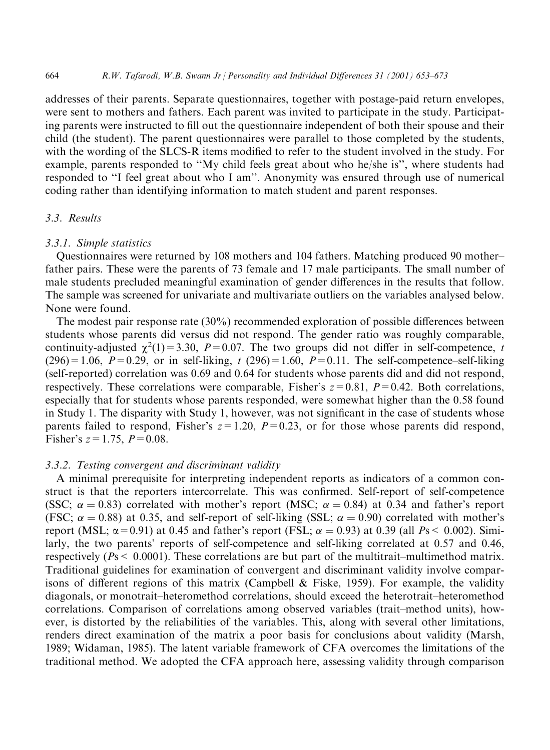addresses of their parents. Separate questionnaires, together with postage-paid return envelopes, were sent to mothers and fathers. Each parent was invited to participate in the study. Participating parents were instructed to fill out the questionnaire independent of both their spouse and their child (the student). The parent questionnaires were parallel to those completed by the students, with the wording of the SLCS-R items modified to refer to the student involved in the study. For example, parents responded to "My child feels great about who he/she is", where students had responded to "I feel great about who I am". Anonymity was ensured through use of numerical coding rather than identifying information to match student and parent responses.

### 3.3. Results

#### 3.3.1. Simple statistics

Questionnaires were returned by 108 mothers and 104 fathers. Matching produced 90 mother–father pairs. These were the parents of 73 female and 17 male participants. The small number of male students precluded meaningful examination of gender differences in the results that follow. The sample was screened for univariate and multivariate outliers on the variables analysed below. None were found.

The modest pair response rate (30%) recommended exploration of possible differences between students whose parents did versus did not respond. The gender ratio was roughly comparable, continuity-adjusted $\chi^2(1) = 3.30$, $P = 0.07$. The two groups did not differ in self-competence, $t(296) = 1.06$, $P = 0.29$, or in self-liking, $t(296) = 1.60$, $P = 0.11$. The self-competence–self-liking (self-reported) correlation was 0.69 and 0.64 for students whose parents did and did not respond, respectively. These correlations were comparable, Fisher's $z = 0.81$, $P = 0.42$. Both correlations, especially that for students whose parents responded, were somewhat higher than the 0.58 found in Study 1. The disparity with Study 1, however, was not significant in the case of students whose parents failed to respond, Fisher's $z = 1.20$, $P = 0.23$, or for those whose parents did respond, Fisher's $z = 1.75$, $P = 0.08$.

#### 3.3.2. Testing convergent and discriminant validity

A minimal prerequisite for interpreting independent reports as indicators of a common construct is that the reporters intercorrelate. This was confirmed. Self-report of self-competence (SSC; $\alpha = 0.83$) correlated with mother's report (MSC; $\alpha = 0.84$) at 0.34 and father's report (FSC; $\alpha = 0.88$) at 0.35, and self-report of self-liking (SSL; $\alpha = 0.90$) correlated with mother's report (MSL; $\alpha = 0.91$) at 0.45 and father's report (FSL; $\alpha = 0.93$) at 0.39 (all $Ps < 0.002$). Similarly, the two parents' reports of self-competence and self-liking correlated at 0.57 and 0.46, respectively ($Ps < 0.0001$). These correlations are but part of the multitrait–multimethod matrix. Traditional guidelines for examination of convergent and discriminant validity involve comparisons of different regions of this matrix (Campbell & Fiske, 1959). For example, the validity diagonals, or monotrait–heteromethod correlations, should exceed the heterotrait–heteromethod correlations. Comparison of correlations among observed variables (trait–method units), however, is distorted by the reliabilities of the variables. This, along with several other limitations, renders direct examination of the matrix a poor basis for conclusions about validity (Marsh, 1989; Widaman, 1985). The latent variable framework of CFA overcomes the limitations of the traditional method. We adopted the CFA approach here, assessing validity through comparison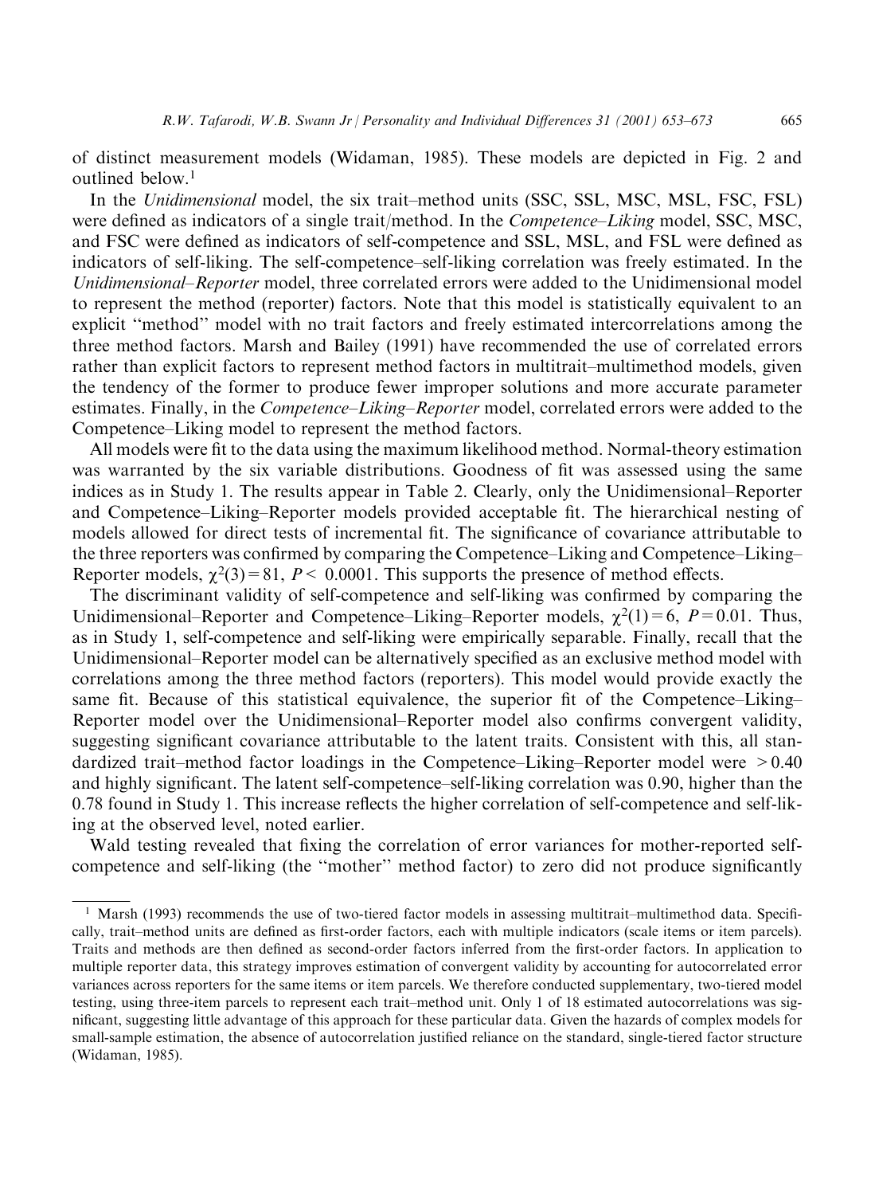of distinct measurement models (Widaman, 1985). These models are depicted in Fig. 2 and outlined below.[1]

In the *Unidimensional* model, the six trait–method units (SSC, SSL, MSC, MSL, FSC, FSL) were defined as indicators of a single trait/method. In the *Competence–Liking* model, SSC, MSC, and FSC were defined as indicators of self-competence and SSL, MSL, and FSL were defined as indicators of self-liking. The self-competence–self-liking correlation was freely estimated. In the *Unidimensional–Reporter* model, three correlated errors were added to the Unidimensional model to represent the method (reporter) factors. Note that this model is statistically equivalent to an explicit "method" model with no trait factors and freely estimated intercorrelations among the three method factors. Marsh and Bailey (1991) have recommended the use of correlated errors rather than explicit factors to represent method factors in multitrait–multimethod models, given the tendency of the former to produce fewer improper solutions and more accurate parameter estimates. Finally, in the *Competence–Liking–Reporter* model, correlated errors were added to the Competence–Liking model to represent the method factors.

All models were fit to the data using the maximum likelihood method. Normal-theory estimation was warranted by the six variable distributions. Goodness of fit was assessed using the same indices as in Study 1. The results appear in Table 2. Clearly, only the Unidimensional–Reporter and Competence–Liking–Reporter models provided acceptable fit. The hierarchical nesting of models allowed for direct tests of incremental fit. The significance of covariance attributable to the three reporters was confirmed by comparing the Competence–Liking and Competence–Liking–Reporter models, $\chi^2(3) = 81$, $P < 0.0001$. This supports the presence of method effects.

The discriminant validity of self-competence and self-liking was confirmed by comparing the Unidimensional–Reporter and Competence–Liking–Reporter models, $\chi^2(1) = 6$, $P = 0.01$. Thus, as in Study 1, self-competence and self-liking were empirically separable. Finally, recall that the Unidimensional–Reporter model can be alternatively specified as an exclusive method model with correlations among the three method factors (reporters). This model would provide exactly the same fit. Because of this statistical equivalence, the superior fit of the Competence–Liking–Reporter model over the Unidimensional–Reporter model also confirms convergent validity, suggesting significant covariance attributable to the latent traits. Consistent with this, all standardized trait–method factor loadings in the Competence–Liking–Reporter model were $> 0.40$ and highly significant. The latent self-competence–self-liking correlation was 0.90, higher than the 0.78 found in Study 1. This increase reflects the higher correlation of self-competence and self-liking at the observed level, noted earlier.

Wald testing revealed that fixing the correlation of error variances for mother-reported self-competence and self-liking (the "mother" method factor) to zero did not produce significantly

---

[1] Marsh (1993) recommends the use of two-tiered factor models in assessing multitrait–multimethod data. Specifically, trait–method units are defined as first-order factors, each with multiple indicators (scale items or item parcels). Traits and methods are then defined as second-order factors inferred from the first-order factors. In application to multiple reporter data, this strategy improves estimation of convergent validity by accounting for autocorrelated error variances across reporters for the same items or item parcels. We therefore conducted supplementary, two-tiered model testing, using three-item parcels to represent each trait–method unit. Only 1 of 18 estimated autocorrelations was significant, suggesting little advantage of this approach for these particular data. Given the hazards of complex models for small-sample estimation, the absence of autocorrelation justified reliance on the standard, single-tiered factor structure (Widaman, 1985).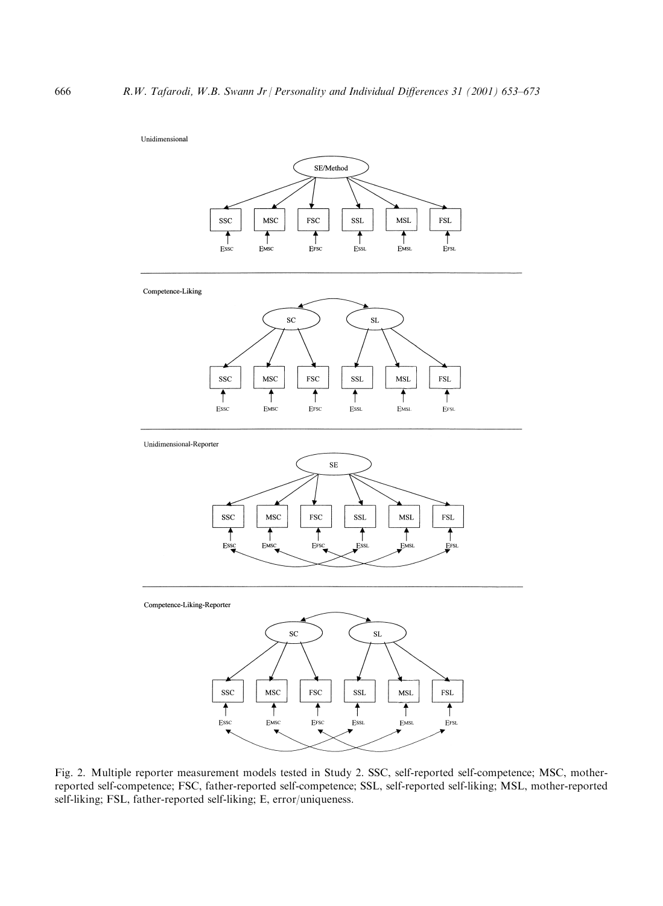Fig. 2. Multiple reporter measurement models tested in Study 2. SSC, self-reported self-competence; MSC, mother-reported self-competence; FSC, father-reported self-competence; SSL, self-reported self-liking; MSL, mother-reported self-liking; FSL, father-reported self-liking; E, error/uniqueness.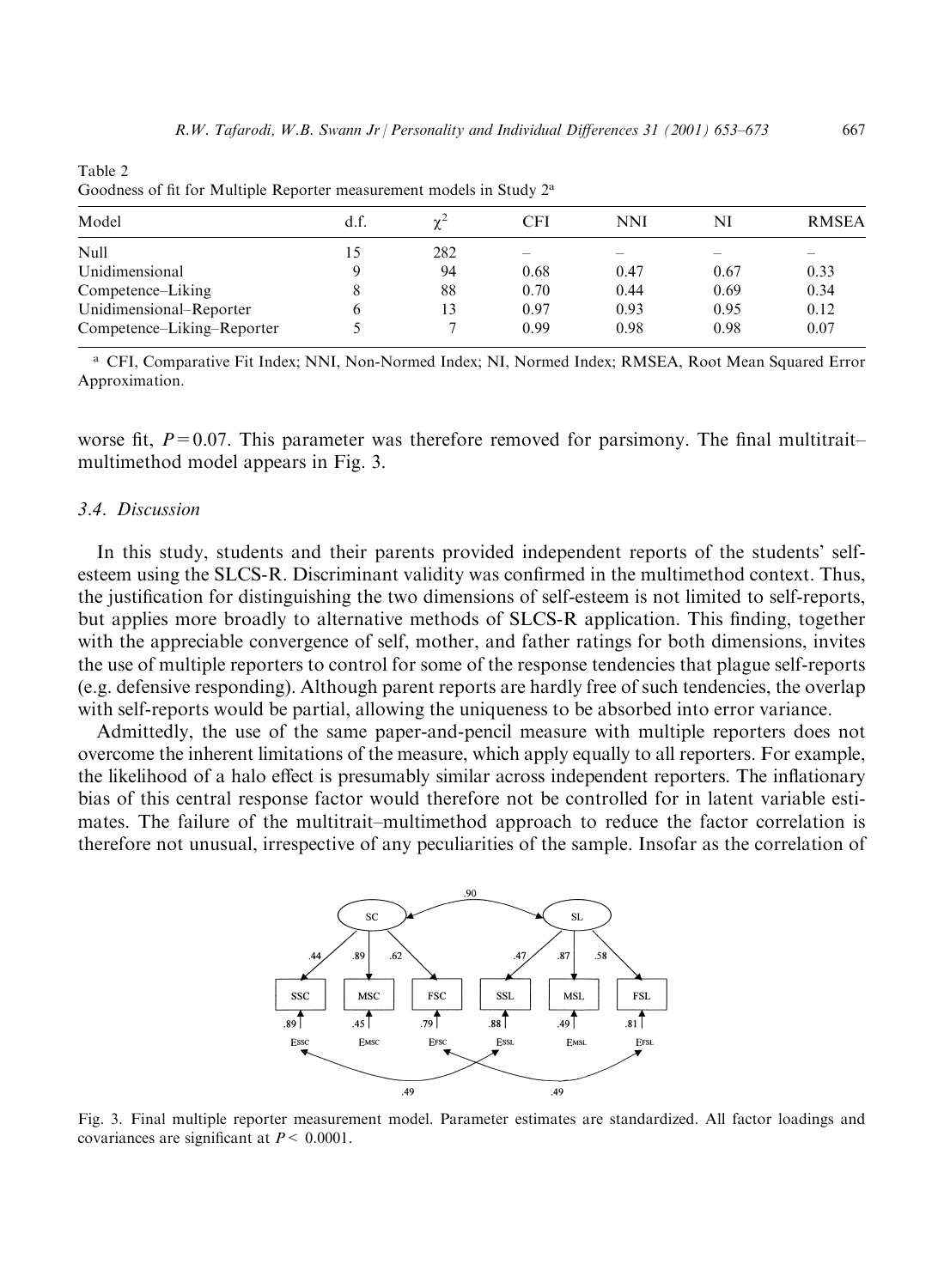Table 2
Goodness of fit for Multiple Reporter measurement models in Study 2[a]

| Model | d.f. | $\chi^2$ | CFI | NNI | NI | RMSEA |
|---|---|---|---|---|---|---|
| Null | 15 | 282 | – | – | – | – |
| Unidimensional | 9 | 94 | 0.68 | 0.47 | 0.67 | 0.33 |
| Competence–Liking | 8 | 88 | 0.70 | 0.44 | 0.69 | 0.34 |
| Unidimensional–Reporter | 6 | 13 | 0.97 | 0.93 | 0.95 | 0.12 |
| Competence–Liking–Reporter | 5 | 7 | 0.99 | 0.98 | 0.98 | 0.07 |

[a] CFI, Comparative Fit Index; NNI, Non-Normed Index; NI, Normed Index; RMSEA, Root Mean Squared Error Approximation.

worse fit, $P = 0.07$. This parameter was therefore removed for parsimony. The final multitrait–multimethod model appears in Fig. 3.

### 3.4. Discussion

In this study, students and their parents provided independent reports of the students' self-esteem using the SLCS-R. Discriminant validity was confirmed in the multimethod context. Thus, the justification for distinguishing the two dimensions of self-esteem is not limited to self-reports, but applies more broadly to alternative methods of SLCS-R application. This finding, together with the appreciable convergence of self, mother, and father ratings for both dimensions, invites the use of multiple reporters to control for some of the response tendencies that plague self-reports (e.g. defensive responding). Although parent reports are hardly free of such tendencies, the overlap with self-reports would be partial, allowing the uniqueness to be absorbed into error variance.

Admittedly, the use of the same paper-and-pencil measure with multiple reporters does not overcome the inherent limitations of the measure, which apply equally to all reporters. For example, the likelihood of a halo effect is presumably similar across independent reporters. The inflationary bias of this central response factor would therefore not be controlled for in latent variable estimates. The failure of the multitrait–multimethod approach to reduce the factor correlation is therefore not unusual, irrespective of any peculiarities of the sample. Insofar as the correlation of

Fig. 3. Final multiple reporter measurement model. Parameter estimates are standardized. All factor loadings and covariances are significant at $P < 0.0001$.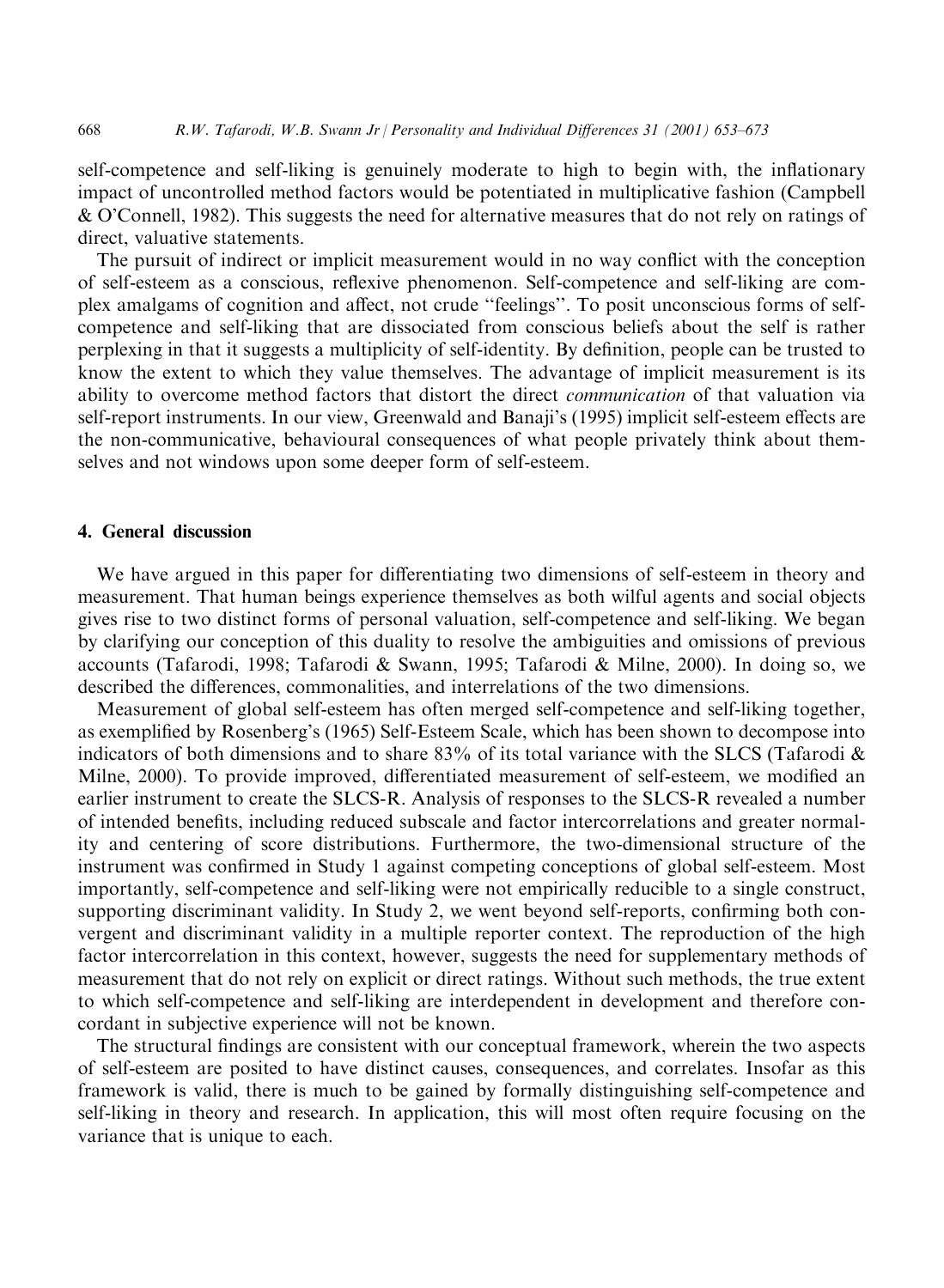self-competence and self-liking is genuinely moderate to high to begin with, the inflationary impact of uncontrolled method factors would be potentiated in multiplicative fashion (Campbell & O'Connell, 1982). This suggests the need for alternative measures that do not rely on ratings of direct, valuative statements.

The pursuit of indirect or implicit measurement would in no way conflict with the conception of self-esteem as a conscious, reflexive phenomenon. Self-competence and self-liking are complex amalgams of cognition and affect, not crude "feelings". To posit unconscious forms of self-competence and self-liking that are dissociated from conscious beliefs about the self is rather perplexing in that it suggests a multiplicity of self-identity. By definition, people can be trusted to know the extent to which they value themselves. The advantage of implicit measurement is its ability to overcome method factors that distort the direct *communication* of that valuation via self-report instruments. In our view, Greenwald and Banaji's (1995) implicit self-esteem effects are the non-communicative, behavioural consequences of what people privately think about themselves and not windows upon some deeper form of self-esteem.

## 4. General discussion

We have argued in this paper for differentiating two dimensions of self-esteem in theory and measurement. That human beings experience themselves as both wilful agents and social objects gives rise to two distinct forms of personal valuation, self-competence and self-liking. We began by clarifying our conception of this duality to resolve the ambiguities and omissions of previous accounts (Tafarodi, 1998; Tafarodi & Swann, 1995; Tafarodi & Milne, 2000). In doing so, we described the differences, commonalities, and interrelations of the two dimensions.

Measurement of global self-esteem has often merged self-competence and self-liking together, as exemplified by Rosenberg's (1965) Self-Esteem Scale, which has been shown to decompose into indicators of both dimensions and to share 83% of its total variance with the SLCS (Tafarodi & Milne, 2000). To provide improved, differentiated measurement of self-esteem, we modified an earlier instrument to create the SLCS-R. Analysis of responses to the SLCS-R revealed a number of intended benefits, including reduced subscale and factor intercorrelations and greater normality and centering of score distributions. Furthermore, the two-dimensional structure of the instrument was confirmed in Study 1 against competing conceptions of global self-esteem. Most importantly, self-competence and self-liking were not empirically reducible to a single construct, supporting discriminant validity. In Study 2, we went beyond self-reports, confirming both convergent and discriminant validity in a multiple reporter context. The reproduction of the high factor intercorrelation in this context, however, suggests the need for supplementary methods of measurement that do not rely on explicit or direct ratings. Without such methods, the true extent to which self-competence and self-liking are interdependent in development and therefore concordant in subjective experience will not be known.

The structural findings are consistent with our conceptual framework, wherein the two aspects of self-esteem are posited to have distinct causes, consequences, and correlates. Insofar as this framework is valid, there is much to be gained by formally distinguishing self-competence and self-liking in theory and research. In application, this will most often require focusing on the variance that is unique to each.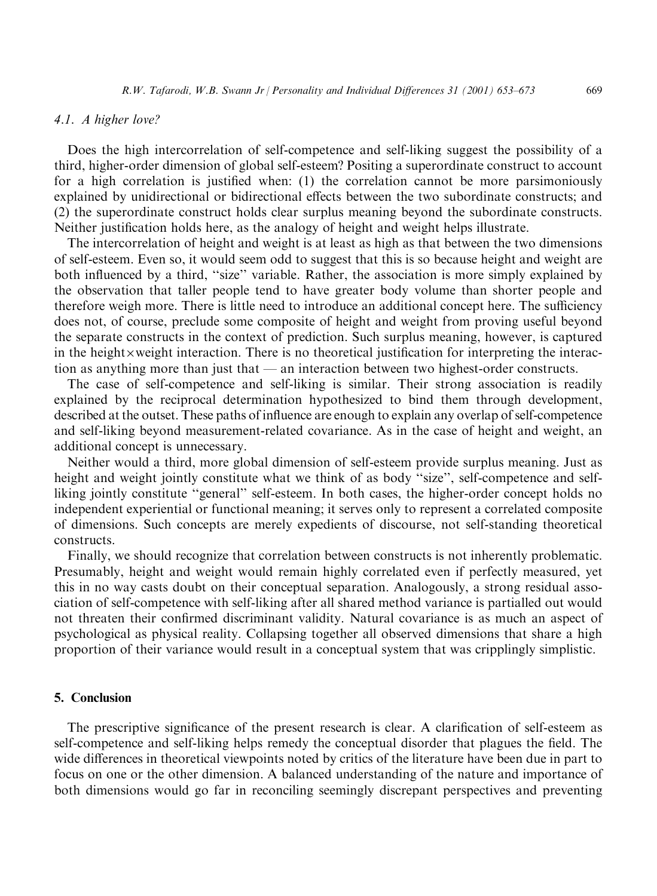### 4.1. A higher love?

Does the high intercorrelation of self-competence and self-liking suggest the possibility of a third, higher-order dimension of global self-esteem? Positing a superordinate construct to account for a high correlation is justified when: (1) the correlation cannot be more parsimoniously explained by unidirectional or bidirectional effects between the two subordinate constructs; and (2) the superordinate construct holds clear surplus meaning beyond the subordinate constructs. Neither justification holds here, as the analogy of height and weight helps illustrate.

The intercorrelation of height and weight is at least as high as that between the two dimensions of self-esteem. Even so, it would seem odd to suggest that this is so because height and weight are both influenced by a third, "size" variable. Rather, the association is more simply explained by the observation that taller people tend to have greater body volume than shorter people and therefore weigh more. There is little need to introduce an additional concept here. The sufficiency does not, of course, preclude some composite of height and weight from proving useful beyond the separate constructs in the context of prediction. Such surplus meaning, however, is captured in the height×weight interaction. There is no theoretical justification for interpreting the interaction as anything more than just that — an interaction between two highest-order constructs.

The case of self-competence and self-liking is similar. Their strong association is readily explained by the reciprocal determination hypothesized to bind them through development, described at the outset. These paths of influence are enough to explain any overlap of self-competence and self-liking beyond measurement-related covariance. As in the case of height and weight, an additional concept is unnecessary.

Neither would a third, more global dimension of self-esteem provide surplus meaning. Just as height and weight jointly constitute what we think of as body "size", self-competence and self-liking jointly constitute "general" self-esteem. In both cases, the higher-order concept holds no independent experiential or functional meaning; it serves only to represent a correlated composite of dimensions. Such concepts are merely expedients of discourse, not self-standing theoretical constructs.

Finally, we should recognize that correlation between constructs is not inherently problematic. Presumably, height and weight would remain highly correlated even if perfectly measured, yet this in no way casts doubt on their conceptual separation. Analogously, a strong residual association of self-competence with self-liking after all shared method variance is partialled out would not threaten their confirmed discriminant validity. Natural covariance is as much an aspect of psychological as physical reality. Collapsing together all observed dimensions that share a high proportion of their variance would result in a conceptual system that was cripplingly simplistic.

## 5. Conclusion

The prescriptive significance of the present research is clear. A clarification of self-esteem as self-competence and self-liking helps remedy the conceptual disorder that plagues the field. The wide differences in theoretical viewpoints noted by critics of the literature have been due in part to focus on one or the other dimension. A balanced understanding of the nature and importance of both dimensions would go far in reconciling seemingly discrepant perspectives and preventing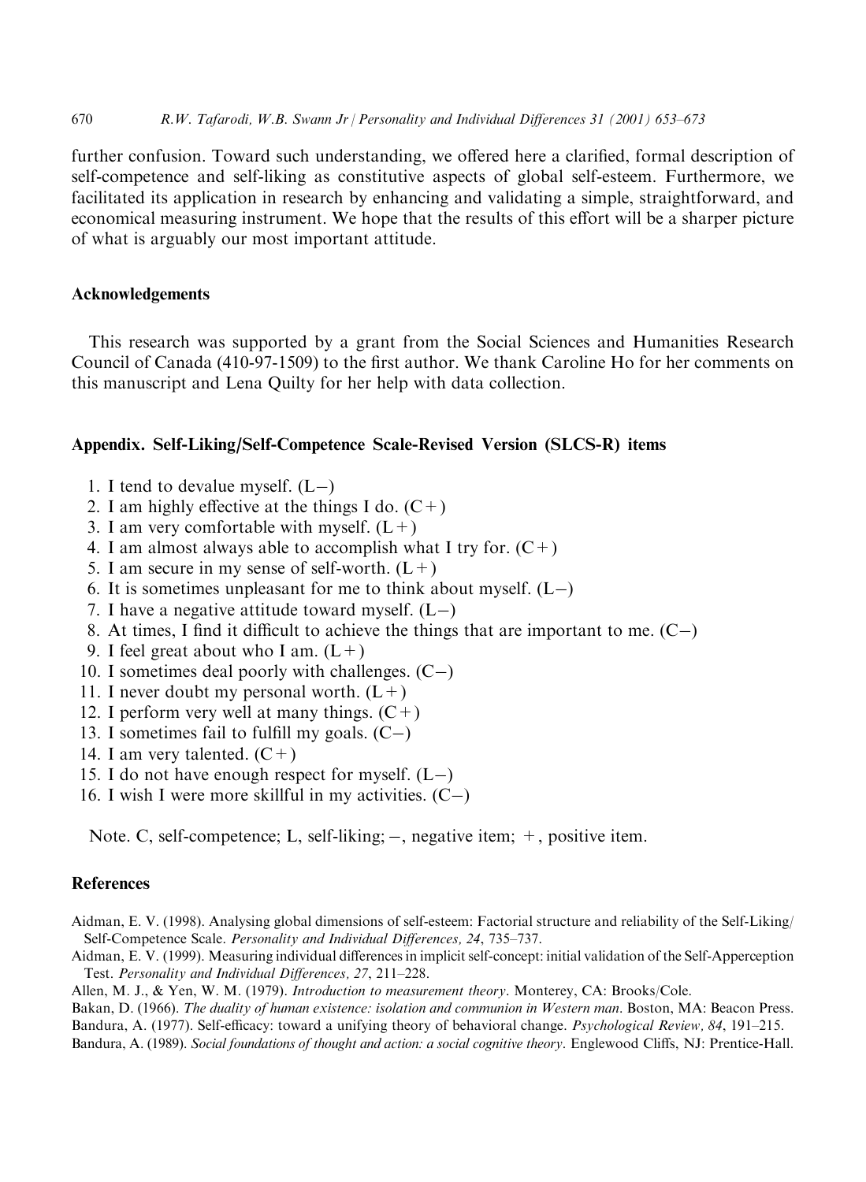further confusion. Toward such understanding, we offered here a clarified, formal description of self-competence and self-liking as constitutive aspects of global self-esteem. Furthermore, we facilitated its application in research by enhancing and validating a simple, straightforward, and economical measuring instrument. We hope that the results of this effort will be a sharper picture of what is arguably our most important attitude.

## Acknowledgements

This research was supported by a grant from the Social Sciences and Humanities Research Council of Canada (410-97-1509) to the first author. We thank Caroline Ho for her comments on this manuscript and Lena Quilty for her help with data collection.

## Appendix. Self-Liking/Self-Competence Scale-Revised Version (SLCS-R) items

1. I tend to devalue myself. (L−)
2. I am highly effective at the things I do. (C+)
3. I am very comfortable with myself. (L+)
4. I am almost always able to accomplish what I try for. (C+)
5. I am secure in my sense of self-worth. (L+)
6. It is sometimes unpleasant for me to think about myself. (L−)
7. I have a negative attitude toward myself. (L−)
8. At times, I find it difficult to achieve the things that are important to me. (C−)
9. I feel great about who I am. (L+)
10. I sometimes deal poorly with challenges. (C−)
11. I never doubt my personal worth. (L+)
12. I perform very well at many things. (C+)
13. I sometimes fail to fulfill my goals. (C−)
14. I am very talented. (C+)
15. I do not have enough respect for myself. (L−)
16. I wish I were more skillful in my activities. (C−)

Note. C, self-competence; L, self-liking; −, negative item; +, positive item.

## References

Aidman, E. V. (1998). Analysing global dimensions of self-esteem: Factorial structure and reliability of the Self-Liking/Self-Competence Scale. *Personality and Individual Differences, 24*, 735–737.

Aidman, E. V. (1999). Measuring individual differences in implicit self-concept: initial validation of the Self-Apperception Test. *Personality and Individual Differences, 27*, 211–228.

Allen, M. J., & Yen, W. M. (1979). *Introduction to measurement theory*. Monterey, CA: Brooks/Cole.

Bakan, D. (1966). *The duality of human existence: isolation and communion in Western man*. Boston, MA: Beacon Press.

Bandura, A. (1977). Self-efficacy: toward a unifying theory of behavioral change. *Psychological Review, 84*, 191–215.

Bandura, A. (1989). *Social foundations of thought and action: a social cognitive theory*. Englewood Cliffs, NJ: Prentice-Hall.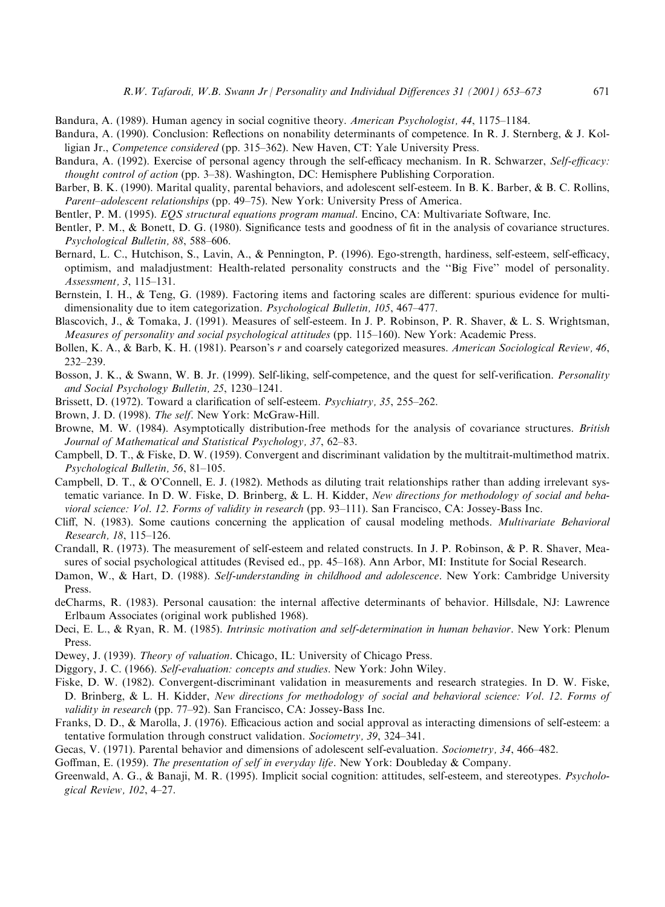Bandura, A. (1989). Human agency in social cognitive theory. *American Psychologist, 44*, 1175–1184.

Bandura, A. (1990). Conclusion: Reflections on nonability determinants of competence. In R. J. Sternberg, & J. Kolligian Jr., *Competence considered* (pp. 315–362). New Haven, CT: Yale University Press.

Bandura, A. (1992). Exercise of personal agency through the self-efficacy mechanism. In R. Schwarzer, *Self-efficacy: thought control of action* (pp. 3–38). Washington, DC: Hemisphere Publishing Corporation.

Barber, B. K. (1990). Marital quality, parental behaviors, and adolescent self-esteem. In B. K. Barber, & B. C. Rollins, *Parent–adolescent relationships* (pp. 49–75). New York: University Press of America.

Bentler, P. M. (1995). *EQS structural equations program manual*. Encino, CA: Multivariate Software, Inc.

Bentler, P. M., & Bonett, D. G. (1980). Significance tests and goodness of fit in the analysis of covariance structures. *Psychological Bulletin, 88*, 588–606.

Bernard, L. C., Hutchison, S., Lavin, A., & Pennington, P. (1996). Ego-strength, hardiness, self-esteem, self-efficacy, optimism, and maladjustment: Health-related personality constructs and the "Big Five" model of personality. *Assessment, 3*, 115–131.

Bernstein, I. H., & Teng, G. (1989). Factoring items and factoring scales are different: spurious evidence for multidimensionality due to item categorization. *Psychological Bulletin, 105*, 467–477.

Blascovich, J., & Tomaka, J. (1991). Measures of self-esteem. In J. P. Robinson, P. R. Shaver, & L. S. Wrightsman, *Measures of personality and social psychological attitudes* (pp. 115–160). New York: Academic Press.

Bollen, K. A., & Barb, K. H. (1981). Pearson's *r* and coarsely categorized measures. *American Sociological Review, 46*, 232–239.

Bosson, J. K., & Swann, W. B. Jr. (1999). Self-liking, self-competence, and the quest for self-verification. *Personality and Social Psychology Bulletin, 25*, 1230–1241.

Brissett, D. (1972). Toward a clarification of self-esteem. *Psychiatry, 35*, 255–262.

Brown, J. D. (1998). *The self*. New York: McGraw-Hill.

Browne, M. W. (1984). Asymptotically distribution-free methods for the analysis of covariance structures. *British Journal of Mathematical and Statistical Psychology, 37*, 62–83.

Campbell, D. T., & Fiske, D. W. (1959). Convergent and discriminant validation by the multitrait-multimethod matrix. *Psychological Bulletin, 56*, 81–105.

Campbell, D. T., & O'Connell, E. J. (1982). Methods as diluting trait relationships rather than adding irrelevant systematic variance. In D. W. Fiske, D. Brinberg, & L. H. Kidder, *New directions for methodology of social and behavioral science: Vol. 12. Forms of validity in research* (pp. 93–111). San Francisco, CA: Jossey-Bass Inc.

Cliff, N. (1983). Some cautions concerning the application of causal modeling methods. *Multivariate Behavioral Research, 18*, 115–126.

Crandall, R. (1973). The measurement of self-esteem and related constructs. In J. P. Robinson, & P. R. Shaver, Measures of social psychological attitudes (Revised ed., pp. 45–168). Ann Arbor, MI: Institute for Social Research.

Damon, W., & Hart, D. (1988). *Self-understanding in childhood and adolescence*. New York: Cambridge University Press.

deCharms, R. (1983). Personal causation: the internal affective determinants of behavior. Hillsdale, NJ: Lawrence Erlbaum Associates (original work published 1968).

Deci, E. L., & Ryan, R. M. (1985). *Intrinsic motivation and self-determination in human behavior*. New York: Plenum Press.

Dewey, J. (1939). *Theory of valuation*. Chicago, IL: University of Chicago Press.

Diggory, J. C. (1966). *Self-evaluation: concepts and studies*. New York: John Wiley.

Fiske, D. W. (1982). Convergent-discriminant validation in measurements and research strategies. In D. W. Fiske, D. Brinberg, & L. H. Kidder, *New directions for methodology of social and behavioral science: Vol. 12. Forms of validity in research* (pp. 77–92). San Francisco, CA: Jossey-Bass Inc.

Franks, D. D., & Marolla, J. (1976). Efficacious action and social approval as interacting dimensions of self-esteem: a tentative formulation through construct validation. *Sociometry, 39*, 324–341.

Gecas, V. (1971). Parental behavior and dimensions of adolescent self-evaluation. *Sociometry, 34*, 466–482.

Goffman, E. (1959). *The presentation of self in everyday life*. New York: Doubleday & Company.

Greenwald, A. G., & Banaji, M. R. (1995). Implicit social cognition: attitudes, self-esteem, and stereotypes. *Psychological Review, 102*, 4–27.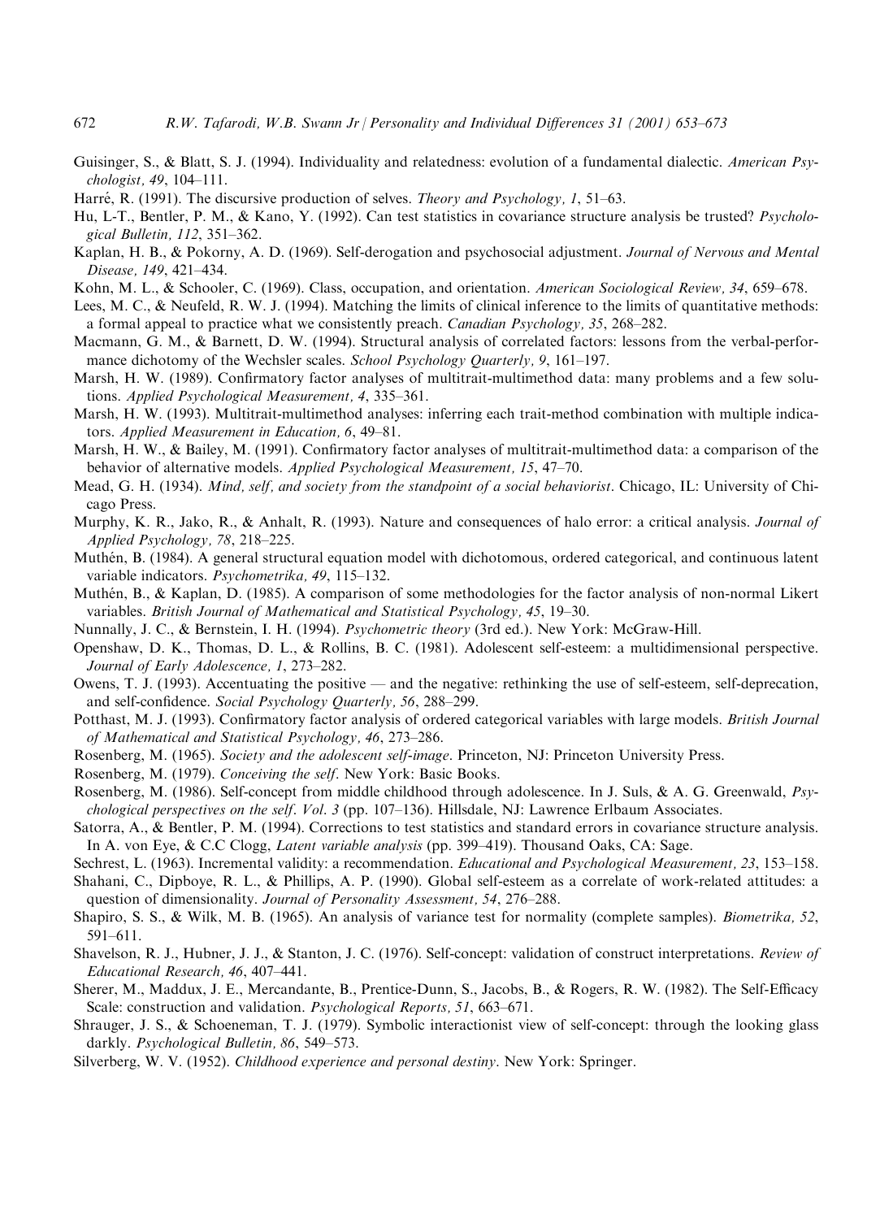Guisinger, S., & Blatt, S. J. (1994). Individuality and relatedness: evolution of a fundamental dialectic. *American Psychologist, 49*, 104–111.

Harré, R. (1991). The discursive production of selves. *Theory and Psychology, 1*, 51–63.

Hu, L-T., Bentler, P. M., & Kano, Y. (1992). Can test statistics in covariance structure analysis be trusted? *Psychological Bulletin, 112*, 351–362.

Kaplan, H. B., & Pokorny, A. D. (1969). Self-derogation and psychosocial adjustment. *Journal of Nervous and Mental Disease, 149*, 421–434.

Kohn, M. L., & Schooler, C. (1969). Class, occupation, and orientation. *American Sociological Review, 34*, 659–678.

Lees, M. C., & Neufeld, R. W. J. (1994). Matching the limits of clinical inference to the limits of quantitative methods: a formal appeal to practice what we consistently preach. *Canadian Psychology, 35*, 268–282.

Macmann, G. M., & Barnett, D. W. (1994). Structural analysis of correlated factors: lessons from the verbal-performance dichotomy of the Wechsler scales. *School Psychology Quarterly, 9*, 161–197.

Marsh, H. W. (1989). Confirmatory factor analyses of multitrait-multimethod data: many problems and a few solutions. *Applied Psychological Measurement, 4*, 335–361.

Marsh, H. W. (1993). Multitrait-multimethod analyses: inferring each trait-method combination with multiple indicators. *Applied Measurement in Education, 6*, 49–81.

Marsh, H. W., & Bailey, M. (1991). Confirmatory factor analyses of multitrait-multimethod data: a comparison of the behavior of alternative models. *Applied Psychological Measurement, 15*, 47–70.

Mead, G. H. (1934). *Mind, self, and society from the standpoint of a social behaviorist*. Chicago, IL: University of Chicago Press.

Murphy, K. R., Jako, R., & Anhalt, R. (1993). Nature and consequences of halo error: a critical analysis. *Journal of Applied Psychology, 78*, 218–225.

Muthén, B. (1984). A general structural equation model with dichotomous, ordered categorical, and continuous latent variable indicators. *Psychometrika, 49*, 115–132.

Muthén, B., & Kaplan, D. (1985). A comparison of some methodologies for the factor analysis of non-normal Likert variables. *British Journal of Mathematical and Statistical Psychology, 45*, 19–30.

Nunnally, J. C., & Bernstein, I. H. (1994). *Psychometric theory* (3rd ed.). New York: McGraw-Hill.

Openshaw, D. K., Thomas, D. L., & Rollins, B. C. (1981). Adolescent self-esteem: a multidimensional perspective. *Journal of Early Adolescence, 1*, 273–282.

Owens, T. J. (1993). Accentuating the positive — and the negative: rethinking the use of self-esteem, self-deprecation, and self-confidence. *Social Psychology Quarterly, 56*, 288–299.

Potthast, M. J. (1993). Confirmatory factor analysis of ordered categorical variables with large models. *British Journal of Mathematical and Statistical Psychology, 46*, 273–286.

Rosenberg, M. (1965). *Society and the adolescent self-image*. Princeton, NJ: Princeton University Press.

Rosenberg, M. (1979). *Conceiving the self*. New York: Basic Books.

Rosenberg, M. (1986). Self-concept from middle childhood through adolescence. In J. Suls, & A. G. Greenwald, *Psychological perspectives on the self*. *Vol. 3* (pp. 107–136). Hillsdale, NJ: Lawrence Erlbaum Associates.

Satorra, A., & Bentler, P. M. (1994). Corrections to test statistics and standard errors in covariance structure analysis. In A. von Eye, & C.C Clogg, *Latent variable analysis* (pp. 399–419). Thousand Oaks, CA: Sage.

Sechrest, L. (1963). Incremental validity: a recommendation. *Educational and Psychological Measurement, 23*, 153–158.

Shahani, C., Dipboye, R. L., & Phillips, A. P. (1990). Global self-esteem as a correlate of work-related attitudes: a question of dimensionality. *Journal of Personality Assessment, 54*, 276–288.

Shapiro, S. S., & Wilk, M. B. (1965). An analysis of variance test for normality (complete samples). *Biometrika, 52*, 591–611.

Shavelson, R. J., Hubner, J. J., & Stanton, J. C. (1976). Self-concept: validation of construct interpretations. *Review of Educational Research, 46*, 407–441.

Sherer, M., Maddux, J. E., Mercandante, B., Prentice-Dunn, S., Jacobs, B., & Rogers, R. W. (1982). The Self-Efficacy Scale: construction and validation. *Psychological Reports, 51*, 663–671.

Shrauger, J. S., & Schoeneman, T. J. (1979). Symbolic interactionist view of self-concept: through the looking glass darkly. *Psychological Bulletin, 86*, 549–573.

Silverberg, W. V. (1952). *Childhood experience and personal destiny*. New York: Springer.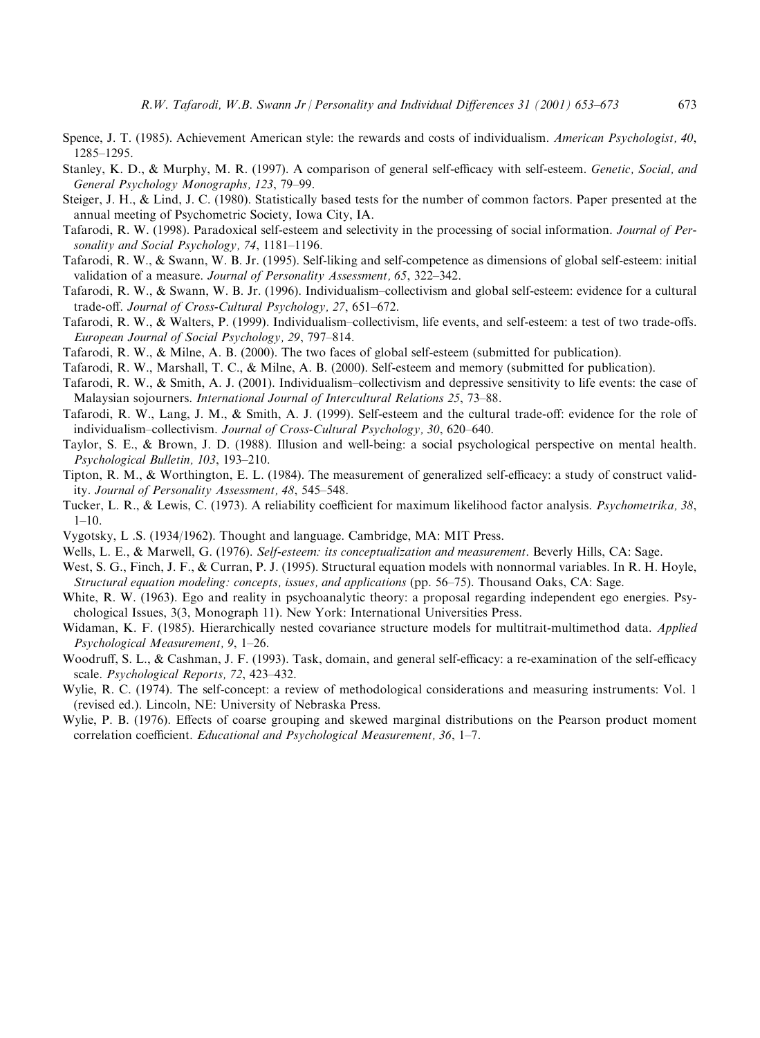Spence, J. T. (1985). Achievement American style: the rewards and costs of individualism. *American Psychologist, 40*, 1285–1295.

Stanley, K. D., & Murphy, M. R. (1997). A comparison of general self-efficacy with self-esteem. *Genetic, Social, and General Psychology Monographs, 123*, 79–99.

Steiger, J. H., & Lind, J. C. (1980). Statistically based tests for the number of common factors. Paper presented at the annual meeting of Psychometric Society, Iowa City, IA.

Tafarodi, R. W. (1998). Paradoxical self-esteem and selectivity in the processing of social information. *Journal of Personality and Social Psychology, 74*, 1181–1196.

Tafarodi, R. W., & Swann, W. B. Jr. (1995). Self-liking and self-competence as dimensions of global self-esteem: initial validation of a measure. *Journal of Personality Assessment, 65*, 322–342.

Tafarodi, R. W., & Swann, W. B. Jr. (1996). Individualism–collectivism and global self-esteem: evidence for a cultural trade-off. *Journal of Cross-Cultural Psychology, 27*, 651–672.

Tafarodi, R. W., & Walters, P. (1999). Individualism–collectivism, life events, and self-esteem: a test of two trade-offs. *European Journal of Social Psychology, 29*, 797–814.

Tafarodi, R. W., & Milne, A. B. (2000). The two faces of global self-esteem (submitted for publication).

Tafarodi, R. W., Marshall, T. C., & Milne, A. B. (2000). Self-esteem and memory (submitted for publication).

Tafarodi, R. W., & Smith, A. J. (2001). Individualism–collectivism and depressive sensitivity to life events: the case of Malaysian sojourners. *International Journal of Intercultural Relations 25*, 73–88.

Tafarodi, R. W., Lang, J. M., & Smith, A. J. (1999). Self-esteem and the cultural trade-off: evidence for the role of individualism–collectivism. *Journal of Cross-Cultural Psychology, 30*, 620–640.

Taylor, S. E., & Brown, J. D. (1988). Illusion and well-being: a social psychological perspective on mental health. *Psychological Bulletin, 103*, 193–210.

Tipton, R. M., & Worthington, E. L. (1984). The measurement of generalized self-efficacy: a study of construct validity. *Journal of Personality Assessment, 48*, 545–548.

Tucker, L. R., & Lewis, C. (1973). A reliability coefficient for maximum likelihood factor analysis. *Psychometrika, 38*, 1–10.

Vygotsky, L .S. (1934/1962). Thought and language. Cambridge, MA: MIT Press.

Wells, L. E., & Marwell, G. (1976). *Self-esteem: its conceptualization and measurement*. Beverly Hills, CA: Sage.

West, S. G., Finch, J. F., & Curran, P. J. (1995). Structural equation models with nonnormal variables. In R. H. Hoyle, *Structural equation modeling: concepts, issues, and applications* (pp. 56–75). Thousand Oaks, CA: Sage.

White, R. W. (1963). Ego and reality in psychoanalytic theory: a proposal regarding independent ego energies. Psychological Issues, 3(3, Monograph 11). New York: International Universities Press.

Widaman, K. F. (1985). Hierarchically nested covariance structure models for multitrait-multimethod data. *Applied Psychological Measurement, 9*, 1–26.

Woodruff, S. L., & Cashman, J. F. (1993). Task, domain, and general self-efficacy: a re-examination of the self-efficacy scale. *Psychological Reports, 72*, 423–432.

Wylie, R. C. (1974). The self-concept: a review of methodological considerations and measuring instruments: Vol. 1 (revised ed.). Lincoln, NE: University of Nebraska Press.

Wylie, P. B. (1976). Effects of coarse grouping and skewed marginal distributions on the Pearson product moment correlation coefficient. *Educational and Psychological Measurement, 36*, 1–7.